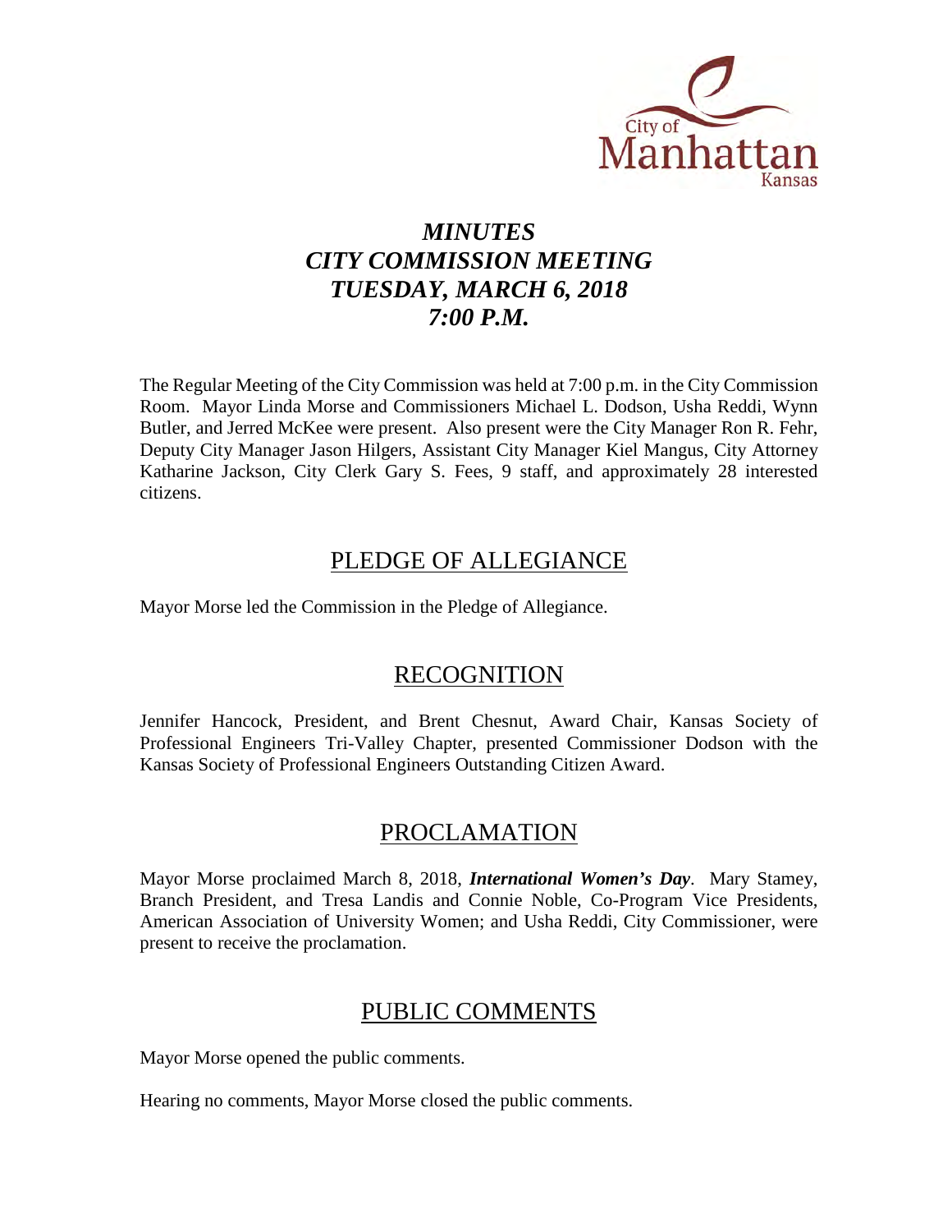City of Manhattan Kansas

# *MINUTES*
# *CITY COMMISSION MEETING*
# *TUESDAY, MARCH 6, 2018*
# *7:00 P.M.*

The Regular Meeting of the City Commission was held at 7:00 p.m. in the City Commission Room. Mayor Linda Morse and Commissioners Michael L. Dodson, Usha Reddi, Wynn Butler, and Jerred McKee were present. Also present were the City Manager Ron R. Fehr, Deputy City Manager Jason Hilgers, Assistant City Manager Kiel Mangus, City Attorney Katharine Jackson, City Clerk Gary S. Fees, 9 staff, and approximately 28 interested citizens.

## PLEDGE OF ALLEGIANCE

Mayor Morse led the Commission in the Pledge of Allegiance.

## RECOGNITION

Jennifer Hancock, President, and Brent Chesnut, Award Chair, Kansas Society of Professional Engineers Tri-Valley Chapter, presented Commissioner Dodson with the Kansas Society of Professional Engineers Outstanding Citizen Award.

## PROCLAMATION

Mayor Morse proclaimed March 8, 2018, ***International Women's Day***. Mary Stamey, Branch President, and Tresa Landis and Connie Noble, Co-Program Vice Presidents, American Association of University Women; and Usha Reddi, City Commissioner, were present to receive the proclamation.

## PUBLIC COMMENTS

Mayor Morse opened the public comments.

Hearing no comments, Mayor Morse closed the public comments.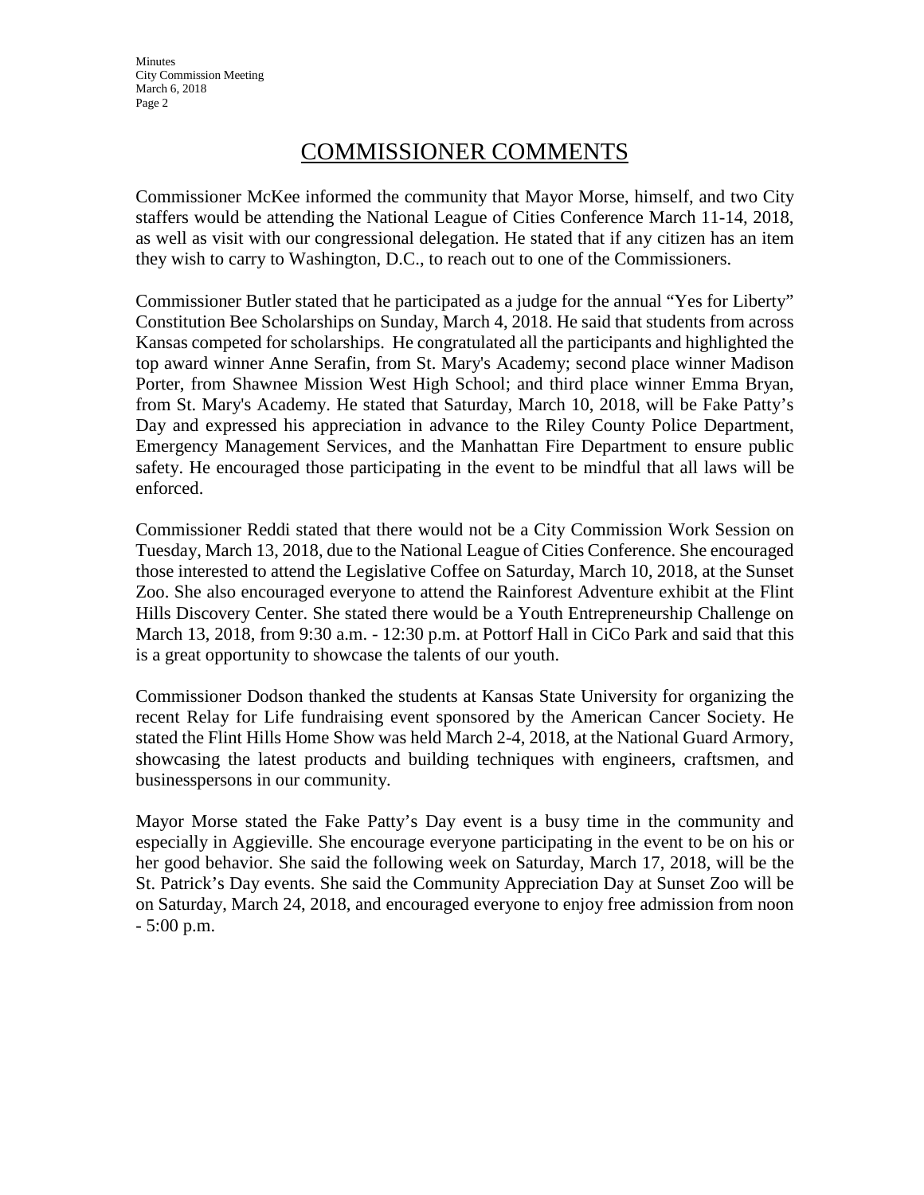## COMMISSIONER COMMENTS

Commissioner McKee informed the community that Mayor Morse, himself, and two City staffers would be attending the National League of Cities Conference March 11-14, 2018, as well as visit with our congressional delegation. He stated that if any citizen has an item they wish to carry to Washington, D.C., to reach out to one of the Commissioners.

Commissioner Butler stated that he participated as a judge for the annual "Yes for Liberty" Constitution Bee Scholarships on Sunday, March 4, 2018. He said that students from across Kansas competed for scholarships. He congratulated all the participants and highlighted the top award winner Anne Serafin, from St. Mary's Academy; second place winner Madison Porter, from Shawnee Mission West High School; and third place winner Emma Bryan, from St. Mary's Academy. He stated that Saturday, March 10, 2018, will be Fake Patty's Day and expressed his appreciation in advance to the Riley County Police Department, Emergency Management Services, and the Manhattan Fire Department to ensure public safety. He encouraged those participating in the event to be mindful that all laws will be enforced.

Commissioner Reddi stated that there would not be a City Commission Work Session on Tuesday, March 13, 2018, due to the National League of Cities Conference. She encouraged those interested to attend the Legislative Coffee on Saturday, March 10, 2018, at the Sunset Zoo. She also encouraged everyone to attend the Rainforest Adventure exhibit at the Flint Hills Discovery Center. She stated there would be a Youth Entrepreneurship Challenge on March 13, 2018, from 9:30 a.m. - 12:30 p.m. at Pottorf Hall in CiCo Park and said that this is a great opportunity to showcase the talents of our youth.

Commissioner Dodson thanked the students at Kansas State University for organizing the recent Relay for Life fundraising event sponsored by the American Cancer Society. He stated the Flint Hills Home Show was held March 2-4, 2018, at the National Guard Armory, showcasing the latest products and building techniques with engineers, craftsmen, and businesspersons in our community.

Mayor Morse stated the Fake Patty's Day event is a busy time in the community and especially in Aggieville. She encourage everyone participating in the event to be on his or her good behavior. She said the following week on Saturday, March 17, 2018, will be the St. Patrick's Day events. She said the Community Appreciation Day at Sunset Zoo will be on Saturday, March 24, 2018, and encouraged everyone to enjoy free admission from noon - 5:00 p.m.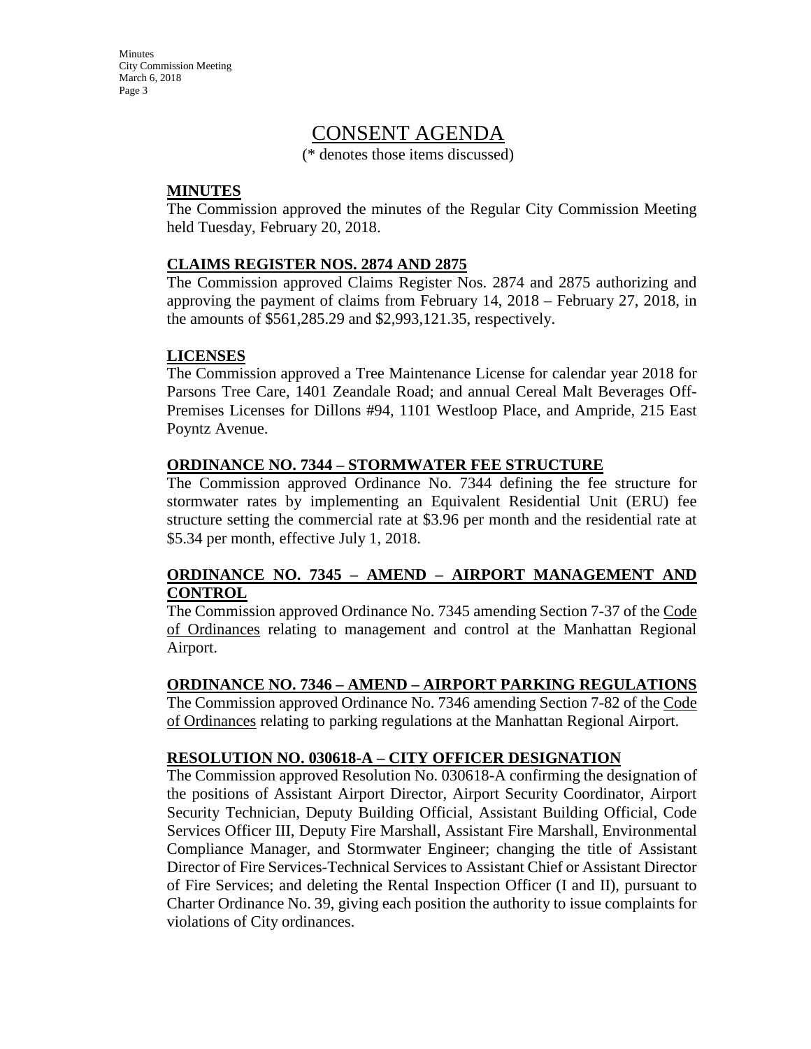# CONSENT AGENDA

(* denotes those items discussed)

## MINUTES

The Commission approved the minutes of the Regular City Commission Meeting held Tuesday, February 20, 2018.

## CLAIMS REGISTER NOS. 2874 AND 2875

The Commission approved Claims Register Nos. 2874 and 2875 authorizing and approving the payment of claims from February 14, 2018 – February 27, 2018, in the amounts of $561,285.29 and $2,993,121.35, respectively.

## LICENSES

The Commission approved a Tree Maintenance License for calendar year 2018 for Parsons Tree Care, 1401 Zeandale Road; and annual Cereal Malt Beverages Off-Premises Licenses for Dillons #94, 1101 Westloop Place, and Ampride, 215 East Poyntz Avenue.

## ORDINANCE NO. 7344 – STORMWATER FEE STRUCTURE

The Commission approved Ordinance No. 7344 defining the fee structure for stormwater rates by implementing an Equivalent Residential Unit (ERU) fee structure setting the commercial rate at $3.96 per month and the residential rate at $5.34 per month, effective July 1, 2018.

## ORDINANCE NO. 7345 – AMEND – AIRPORT MANAGEMENT AND CONTROL

The Commission approved Ordinance No. 7345 amending Section 7-37 of the Code of Ordinances relating to management and control at the Manhattan Regional Airport.

## ORDINANCE NO. 7346 – AMEND – AIRPORT PARKING REGULATIONS

The Commission approved Ordinance No. 7346 amending Section 7-82 of the Code of Ordinances relating to parking regulations at the Manhattan Regional Airport.

## RESOLUTION NO. 030618-A – CITY OFFICER DESIGNATION

The Commission approved Resolution No. 030618-A confirming the designation of the positions of Assistant Airport Director, Airport Security Coordinator, Airport Security Technician, Deputy Building Official, Assistant Building Official, Code Services Officer III, Deputy Fire Marshall, Assistant Fire Marshall, Environmental Compliance Manager, and Stormwater Engineer; changing the title of Assistant Director of Fire Services-Technical Services to Assistant Chief or Assistant Director of Fire Services; and deleting the Rental Inspection Officer (I and II), pursuant to Charter Ordinance No. 39, giving each position the authority to issue complaints for violations of City ordinances.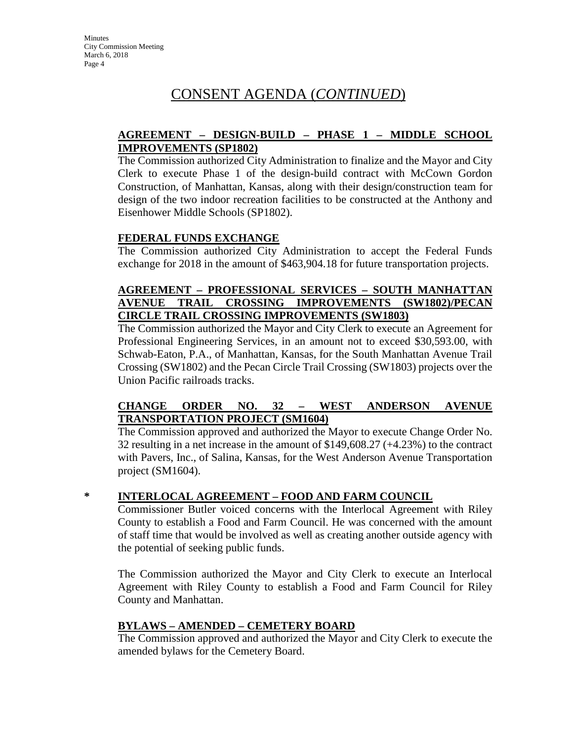# CONSENT AGENDA (*CONTINUED*)

**AGREEMENT – DESIGN-BUILD – PHASE 1 – MIDDLE SCHOOL IMPROVEMENTS (SP1802)**

The Commission authorized City Administration to finalize and the Mayor and City Clerk to execute Phase 1 of the design-build contract with McCown Gordon Construction, of Manhattan, Kansas, along with their design/construction team for design of the two indoor recreation facilities to be constructed at the Anthony and Eisenhower Middle Schools (SP1802).

**FEDERAL FUNDS EXCHANGE**

The Commission authorized City Administration to accept the Federal Funds exchange for 2018 in the amount of $463,904.18 for future transportation projects.

**AGREEMENT – PROFESSIONAL SERVICES – SOUTH MANHATTAN AVENUE TRAIL CROSSING IMPROVEMENTS (SW1802)/PECAN CIRCLE TRAIL CROSSING IMPROVEMENTS (SW1803)**

The Commission authorized the Mayor and City Clerk to execute an Agreement for Professional Engineering Services, in an amount not to exceed $30,593.00, with Schwab-Eaton, P.A., of Manhattan, Kansas, for the South Manhattan Avenue Trail Crossing (SW1802) and the Pecan Circle Trail Crossing (SW1803) projects over the Union Pacific railroads tracks.

**CHANGE ORDER NO. 32 – WEST ANDERSON AVENUE TRANSPORTATION PROJECT (SM1604)**

The Commission approved and authorized the Mayor to execute Change Order No. 32 resulting in a net increase in the amount of $149,608.27 (+4.23%) to the contract with Pavers, Inc., of Salina, Kansas, for the West Anderson Avenue Transportation project (SM1604).

\* **INTERLOCAL AGREEMENT – FOOD AND FARM COUNCIL**

Commissioner Butler voiced concerns with the Interlocal Agreement with Riley County to establish a Food and Farm Council. He was concerned with the amount of staff time that would be involved as well as creating another outside agency with the potential of seeking public funds.

The Commission authorized the Mayor and City Clerk to execute an Interlocal Agreement with Riley County to establish a Food and Farm Council for Riley County and Manhattan.

**BYLAWS – AMENDED – CEMETERY BOARD**

The Commission approved and authorized the Mayor and City Clerk to execute the amended bylaws for the Cemetery Board.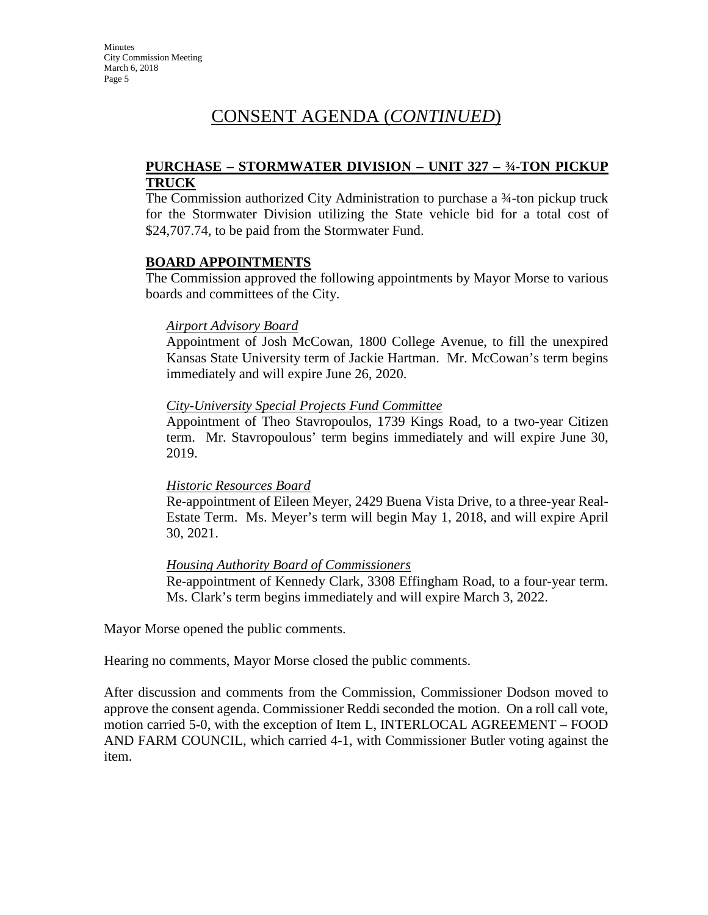# CONSENT AGENDA (*CONTINUED*)

**PURCHASE – STORMWATER DIVISION – UNIT 327 – ¾-TON PICKUP TRUCK**

The Commission authorized City Administration to purchase a ¾-ton pickup truck for the Stormwater Division utilizing the State vehicle bid for a total cost of $24,707.74, to be paid from the Stormwater Fund.

**BOARD APPOINTMENTS**

The Commission approved the following appointments by Mayor Morse to various boards and committees of the City.

*Airport Advisory Board*

Appointment of Josh McCowan, 1800 College Avenue, to fill the unexpired Kansas State University term of Jackie Hartman. Mr. McCowan's term begins immediately and will expire June 26, 2020.

*City-University Special Projects Fund Committee*

Appointment of Theo Stavropoulos, 1739 Kings Road, to a two-year Citizen term. Mr. Stavropoulous' term begins immediately and will expire June 30, 2019.

*Historic Resources Board*

Re-appointment of Eileen Meyer, 2429 Buena Vista Drive, to a three-year Real-Estate Term. Ms. Meyer's term will begin May 1, 2018, and will expire April 30, 2021.

*Housing Authority Board of Commissioners*

Re-appointment of Kennedy Clark, 3308 Effingham Road, to a four-year term. Ms. Clark's term begins immediately and will expire March 3, 2022.

Mayor Morse opened the public comments.

Hearing no comments, Mayor Morse closed the public comments.

After discussion and comments from the Commission, Commissioner Dodson moved to approve the consent agenda. Commissioner Reddi seconded the motion. On a roll call vote, motion carried 5-0, with the exception of Item L, INTERLOCAL AGREEMENT – FOOD AND FARM COUNCIL, which carried 4-1, with Commissioner Butler voting against the item.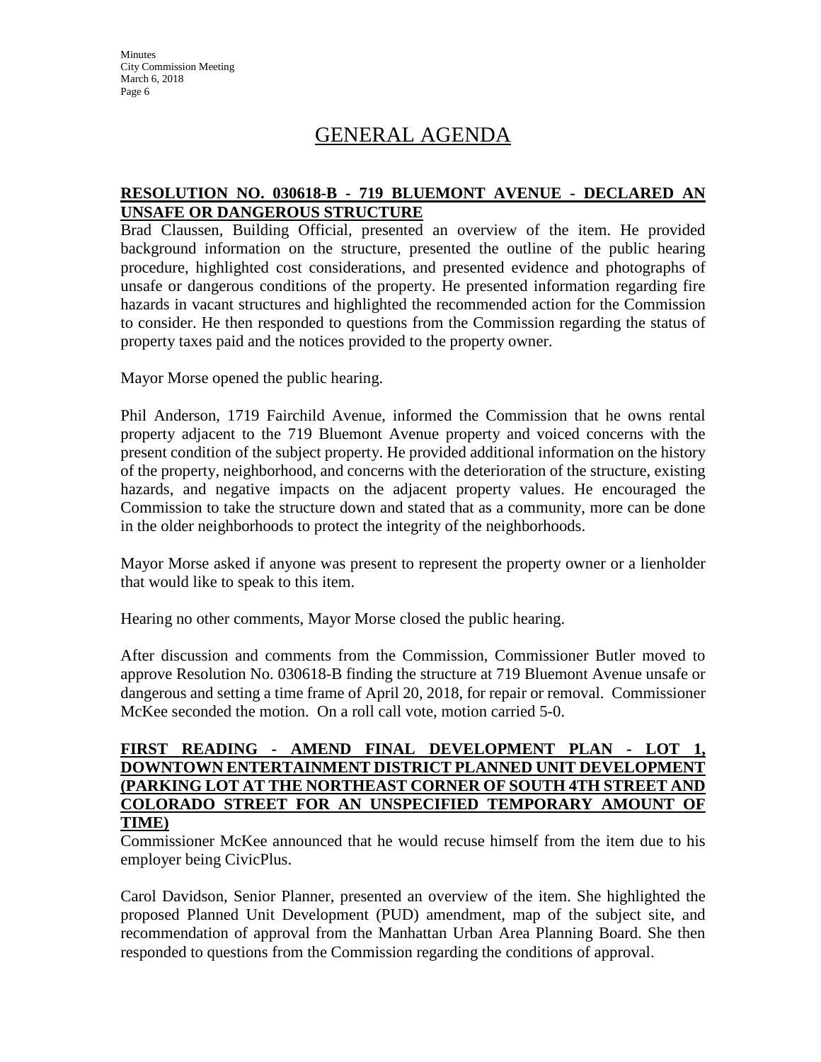# GENERAL AGENDA

## RESOLUTION NO. 030618-B - 719 BLUEMONT AVENUE - DECLARED AN UNSAFE OR DANGEROUS STRUCTURE

Brad Claussen, Building Official, presented an overview of the item. He provided background information on the structure, presented the outline of the public hearing procedure, highlighted cost considerations, and presented evidence and photographs of unsafe or dangerous conditions of the property. He presented information regarding fire hazards in vacant structures and highlighted the recommended action for the Commission to consider. He then responded to questions from the Commission regarding the status of property taxes paid and the notices provided to the property owner.

Mayor Morse opened the public hearing.

Phil Anderson, 1719 Fairchild Avenue, informed the Commission that he owns rental property adjacent to the 719 Bluemont Avenue property and voiced concerns with the present condition of the subject property. He provided additional information on the history of the property, neighborhood, and concerns with the deterioration of the structure, existing hazards, and negative impacts on the adjacent property values. He encouraged the Commission to take the structure down and stated that as a community, more can be done in the older neighborhoods to protect the integrity of the neighborhoods.

Mayor Morse asked if anyone was present to represent the property owner or a lienholder that would like to speak to this item.

Hearing no other comments, Mayor Morse closed the public hearing.

After discussion and comments from the Commission, Commissioner Butler moved to approve Resolution No. 030618-B finding the structure at 719 Bluemont Avenue unsafe or dangerous and setting a time frame of April 20, 2018, for repair or removal. Commissioner McKee seconded the motion. On a roll call vote, motion carried 5-0.

## FIRST READING - AMEND FINAL DEVELOPMENT PLAN - LOT 1, DOWNTOWN ENTERTAINMENT DISTRICT PLANNED UNIT DEVELOPMENT (PARKING LOT AT THE NORTHEAST CORNER OF SOUTH 4TH STREET AND COLORADO STREET FOR AN UNSPECIFIED TEMPORARY AMOUNT OF TIME)

Commissioner McKee announced that he would recuse himself from the item due to his employer being CivicPlus.

Carol Davidson, Senior Planner, presented an overview of the item. She highlighted the proposed Planned Unit Development (PUD) amendment, map of the subject site, and recommendation of approval from the Manhattan Urban Area Planning Board. She then responded to questions from the Commission regarding the conditions of approval.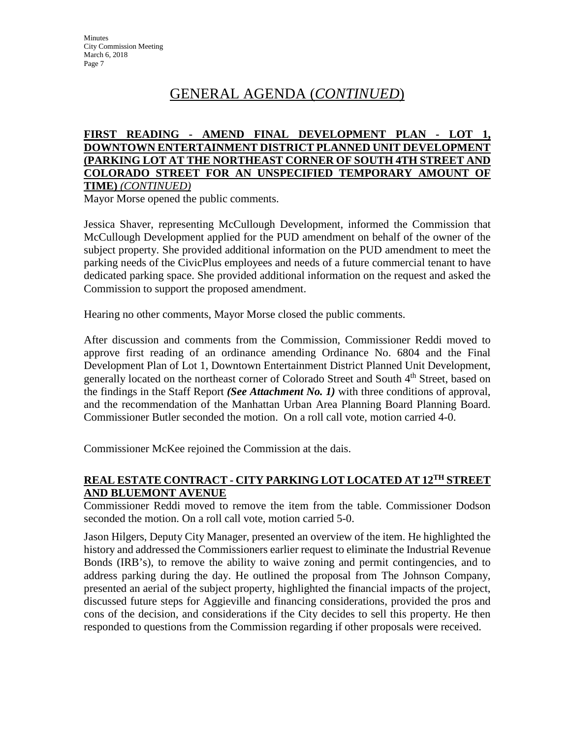# GENERAL AGENDA (*CONTINUED*)

## FIRST READING - AMEND FINAL DEVELOPMENT PLAN - LOT 1, DOWNTOWN ENTERTAINMENT DISTRICT PLANNED UNIT DEVELOPMENT (PARKING LOT AT THE NORTHEAST CORNER OF SOUTH 4TH STREET AND COLORADO STREET FOR AN UNSPECIFIED TEMPORARY AMOUNT OF TIME) *(CONTINUED)*

Mayor Morse opened the public comments.

Jessica Shaver, representing McCullough Development, informed the Commission that McCullough Development applied for the PUD amendment on behalf of the owner of the subject property. She provided additional information on the PUD amendment to meet the parking needs of the CivicPlus employees and needs of a future commercial tenant to have dedicated parking space. She provided additional information on the request and asked the Commission to support the proposed amendment.

Hearing no other comments, Mayor Morse closed the public comments.

After discussion and comments from the Commission, Commissioner Reddi moved to approve first reading of an ordinance amending Ordinance No. 6804 and the Final Development Plan of Lot 1, Downtown Entertainment District Planned Unit Development, generally located on the northeast corner of Colorado Street and South 4th Street, based on the findings in the Staff Report ***(See Attachment No. 1)*** with three conditions of approval, and the recommendation of the Manhattan Urban Area Planning Board Planning Board. Commissioner Butler seconded the motion. On a roll call vote, motion carried 4-0.

Commissioner McKee rejoined the Commission at the dais.

## REAL ESTATE CONTRACT - CITY PARKING LOT LOCATED AT 12TH STREET AND BLUEMONT AVENUE

Commissioner Reddi moved to remove the item from the table. Commissioner Dodson seconded the motion. On a roll call vote, motion carried 5-0.

Jason Hilgers, Deputy City Manager, presented an overview of the item. He highlighted the history and addressed the Commissioners earlier request to eliminate the Industrial Revenue Bonds (IRB's), to remove the ability to waive zoning and permit contingencies, and to address parking during the day. He outlined the proposal from The Johnson Company, presented an aerial of the subject property, highlighted the financial impacts of the project, discussed future steps for Aggieville and financing considerations, provided the pros and cons of the decision, and considerations if the City decides to sell this property. He then responded to questions from the Commission regarding if other proposals were received.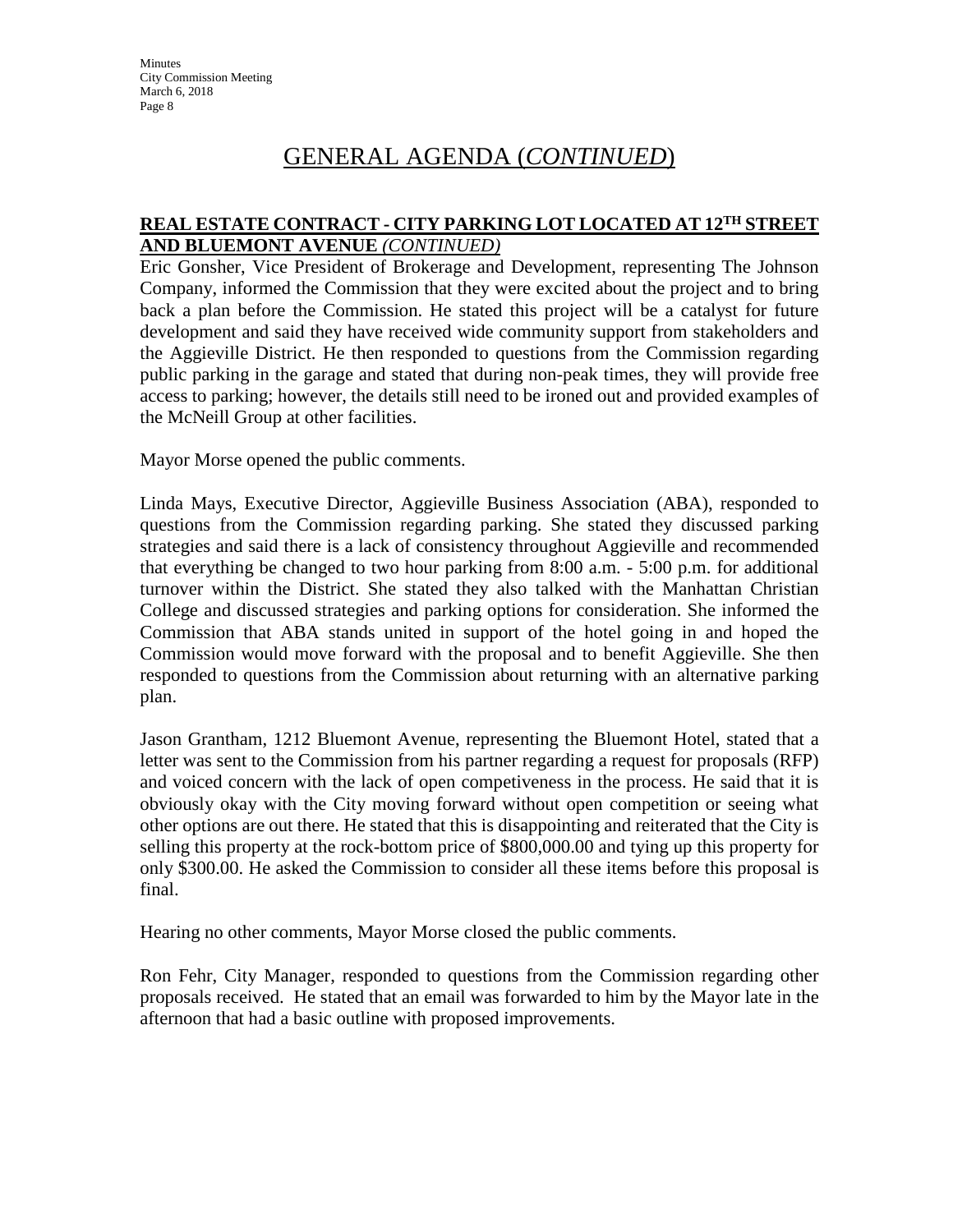# GENERAL AGENDA (*CONTINUED*)

**REAL ESTATE CONTRACT - CITY PARKING LOT LOCATED AT 12TH STREET AND BLUEMONT AVENUE** *(CONTINUED)*

Eric Gonsher, Vice President of Brokerage and Development, representing The Johnson Company, informed the Commission that they were excited about the project and to bring back a plan before the Commission. He stated this project will be a catalyst for future development and said they have received wide community support from stakeholders and the Aggieville District. He then responded to questions from the Commission regarding public parking in the garage and stated that during non-peak times, they will provide free access to parking; however, the details still need to be ironed out and provided examples of the McNeill Group at other facilities.

Mayor Morse opened the public comments.

Linda Mays, Executive Director, Aggieville Business Association (ABA), responded to questions from the Commission regarding parking. She stated they discussed parking strategies and said there is a lack of consistency throughout Aggieville and recommended that everything be changed to two hour parking from 8:00 a.m. - 5:00 p.m. for additional turnover within the District. She stated they also talked with the Manhattan Christian College and discussed strategies and parking options for consideration. She informed the Commission that ABA stands united in support of the hotel going in and hoped the Commission would move forward with the proposal and to benefit Aggieville. She then responded to questions from the Commission about returning with an alternative parking plan.

Jason Grantham, 1212 Bluemont Avenue, representing the Bluemont Hotel, stated that a letter was sent to the Commission from his partner regarding a request for proposals (RFP) and voiced concern with the lack of open competiveness in the process. He said that it is obviously okay with the City moving forward without open competition or seeing what other options are out there. He stated that this is disappointing and reiterated that the City is selling this property at the rock-bottom price of $800,000.00 and tying up this property for only $300.00. He asked the Commission to consider all these items before this proposal is final.

Hearing no other comments, Mayor Morse closed the public comments.

Ron Fehr, City Manager, responded to questions from the Commission regarding other proposals received. He stated that an email was forwarded to him by the Mayor late in the afternoon that had a basic outline with proposed improvements.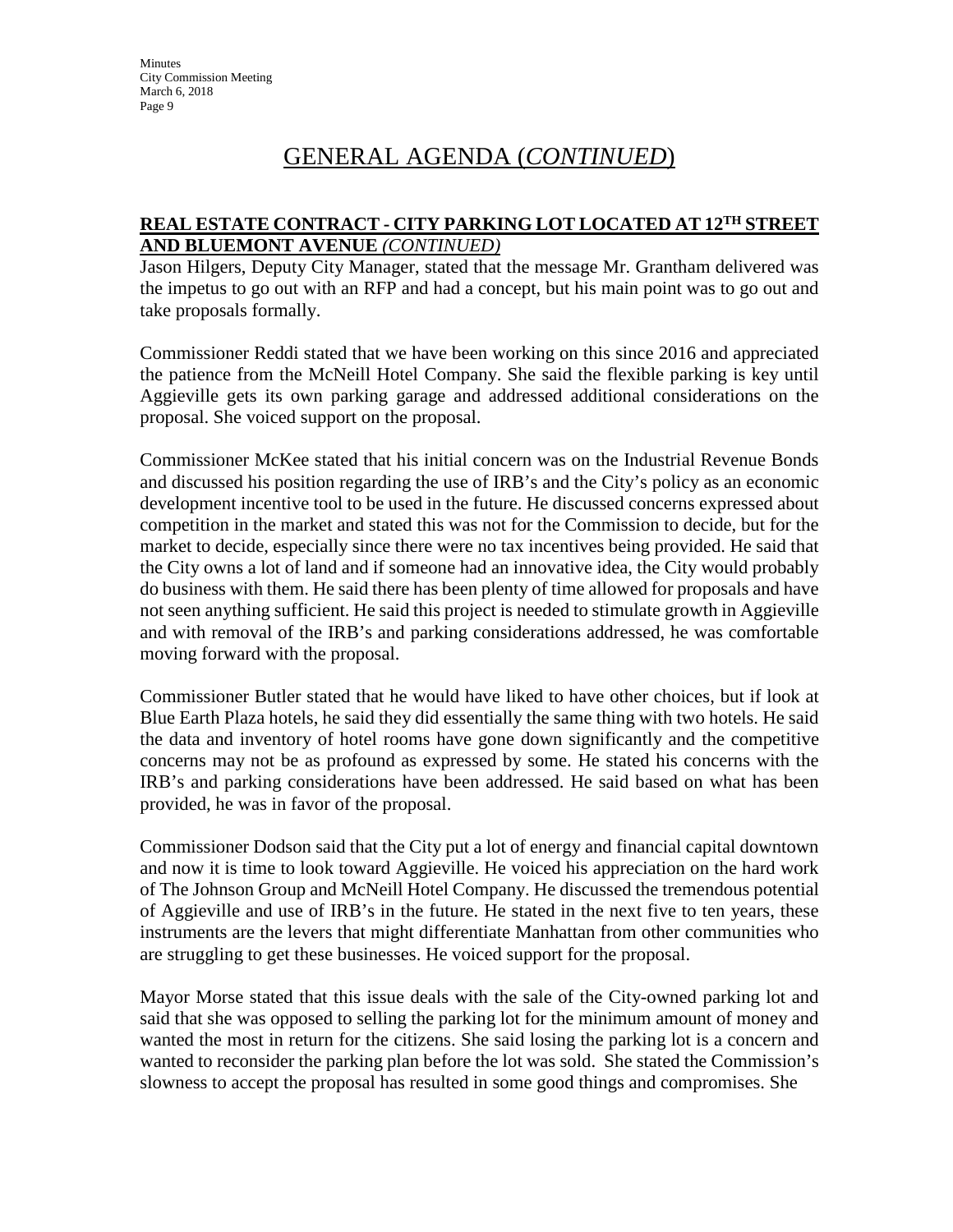# GENERAL AGENDA (*CONTINUED*)

**REAL ESTATE CONTRACT - CITY PARKING LOT LOCATED AT 12TH STREET AND BLUEMONT AVENUE** *(CONTINUED)*

Jason Hilgers, Deputy City Manager, stated that the message Mr. Grantham delivered was the impetus to go out with an RFP and had a concept, but his main point was to go out and take proposals formally.

Commissioner Reddi stated that we have been working on this since 2016 and appreciated the patience from the McNeill Hotel Company. She said the flexible parking is key until Aggieville gets its own parking garage and addressed additional considerations on the proposal. She voiced support on the proposal.

Commissioner McKee stated that his initial concern was on the Industrial Revenue Bonds and discussed his position regarding the use of IRB's and the City's policy as an economic development incentive tool to be used in the future. He discussed concerns expressed about competition in the market and stated this was not for the Commission to decide, but for the market to decide, especially since there were no tax incentives being provided. He said that the City owns a lot of land and if someone had an innovative idea, the City would probably do business with them. He said there has been plenty of time allowed for proposals and have not seen anything sufficient. He said this project is needed to stimulate growth in Aggieville and with removal of the IRB's and parking considerations addressed, he was comfortable moving forward with the proposal.

Commissioner Butler stated that he would have liked to have other choices, but if look at Blue Earth Plaza hotels, he said they did essentially the same thing with two hotels. He said the data and inventory of hotel rooms have gone down significantly and the competitive concerns may not be as profound as expressed by some. He stated his concerns with the IRB's and parking considerations have been addressed. He said based on what has been provided, he was in favor of the proposal.

Commissioner Dodson said that the City put a lot of energy and financial capital downtown and now it is time to look toward Aggieville. He voiced his appreciation on the hard work of The Johnson Group and McNeill Hotel Company. He discussed the tremendous potential of Aggieville and use of IRB's in the future. He stated in the next five to ten years, these instruments are the levers that might differentiate Manhattan from other communities who are struggling to get these businesses. He voiced support for the proposal.

Mayor Morse stated that this issue deals with the sale of the City-owned parking lot and said that she was opposed to selling the parking lot for the minimum amount of money and wanted the most in return for the citizens. She said losing the parking lot is a concern and wanted to reconsider the parking plan before the lot was sold. She stated the Commission's slowness to accept the proposal has resulted in some good things and compromises. She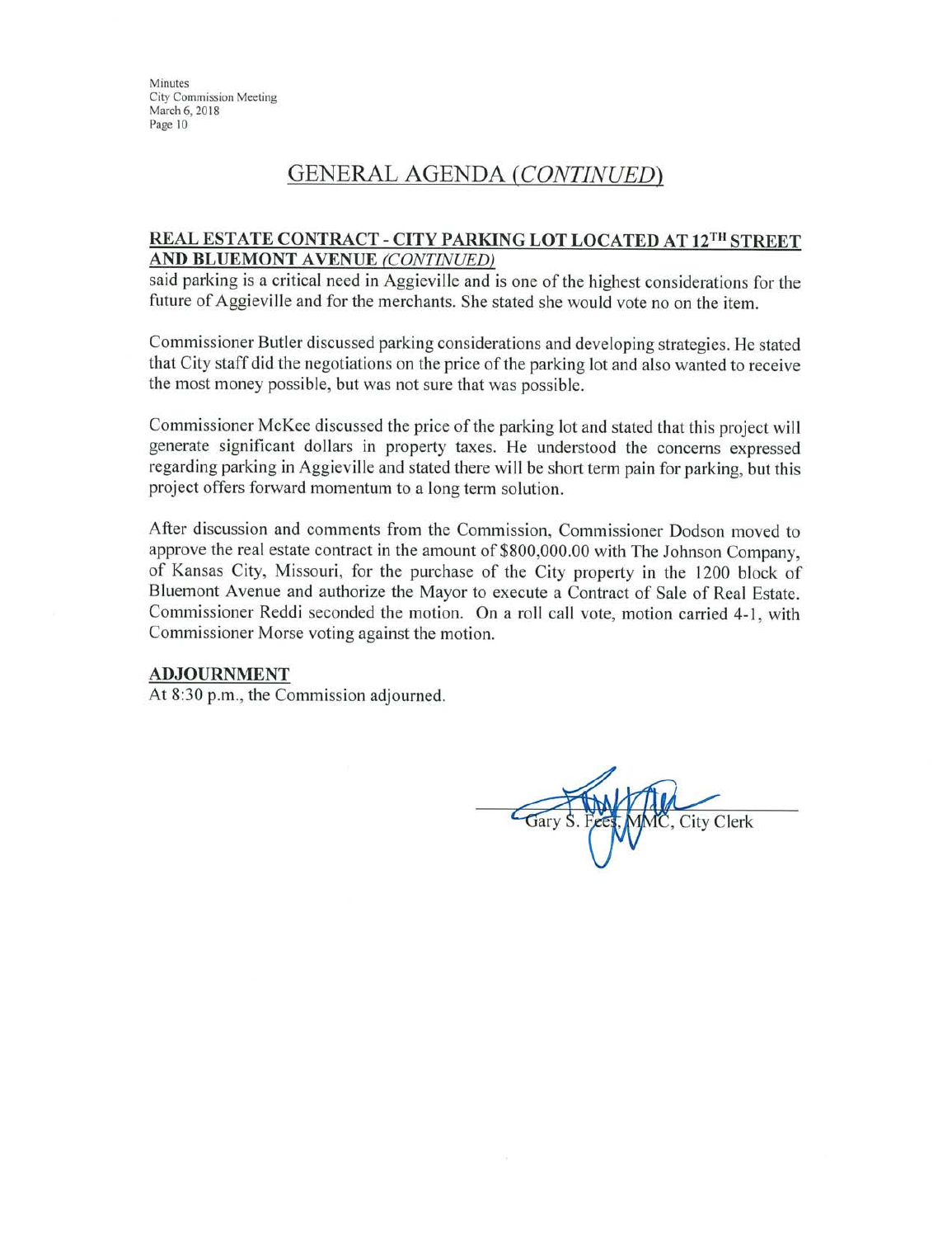## GENERAL AGENDA *(CONTINUED)*

**REAL ESTATE CONTRACT - CITY PARKING LOT LOCATED AT 12TH STREET AND BLUEMONT AVENUE** *(CONTINUED)*

said parking is a critical need in Aggieville and is one of the highest considerations for the future of Aggieville and for the merchants. She stated she would vote no on the item.

Commissioner Butler discussed parking considerations and developing strategies. He stated that City staff did the negotiations on the price of the parking lot and also wanted to receive the most money possible, but was not sure that was possible.

Commissioner McKee discussed the price of the parking lot and stated that this project will generate significant dollars in property taxes. He understood the concerns expressed regarding parking in Aggieville and stated there will be short term pain for parking, but this project offers forward momentum to a long term solution.

After discussion and comments from the Commission, Commissioner Dodson moved to approve the real estate contract in the amount of $800,000.00 with The Johnson Company, of Kansas City, Missouri, for the purchase of the City property in the 1200 block of Bluemont Avenue and authorize the Mayor to execute a Contract of Sale of Real Estate. Commissioner Reddi seconded the motion. On a roll call vote, motion carried 4-1, with Commissioner Morse voting against the motion.

**ADJOURNMENT**

At 8:30 p.m., the Commission adjourned.

Gary S. Fees, MMC, City Clerk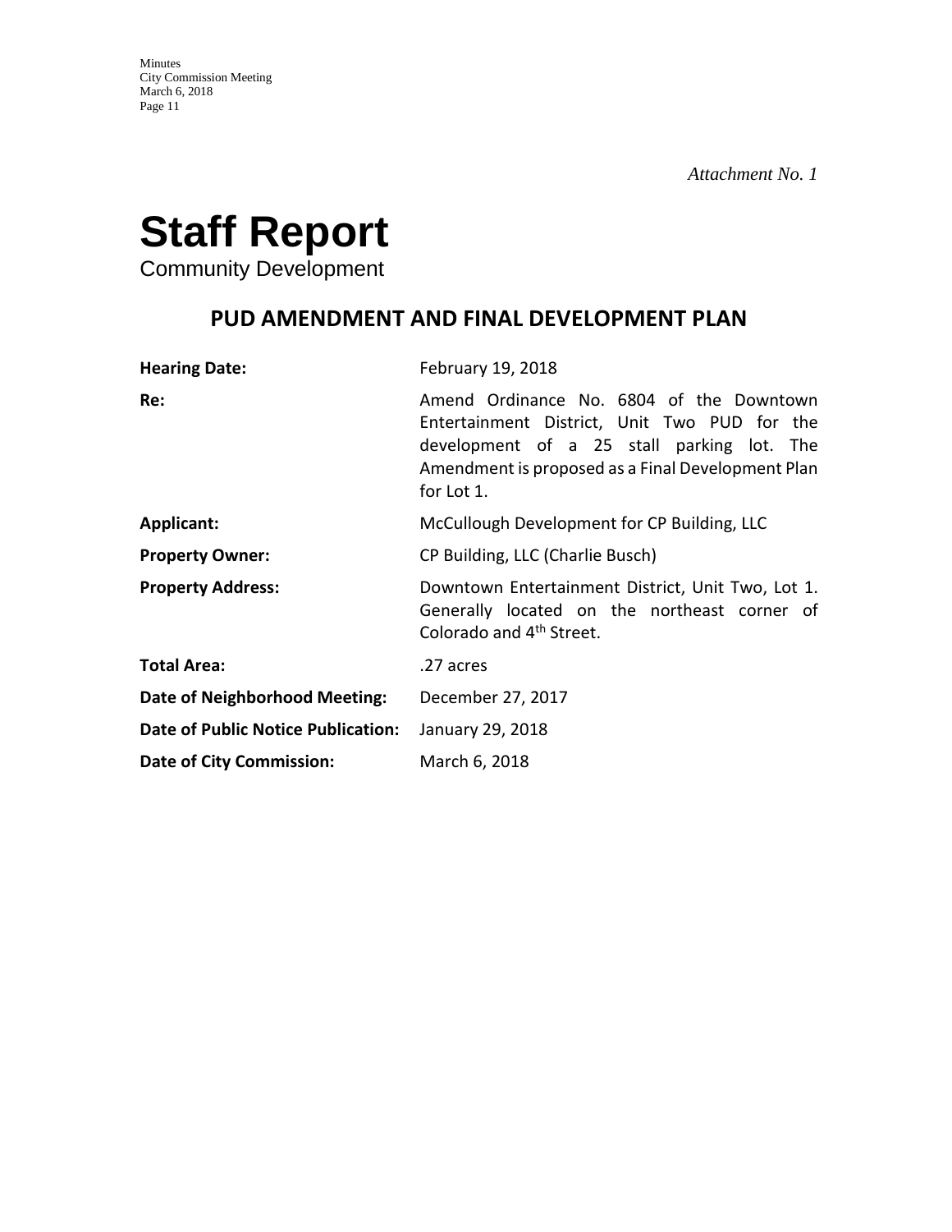*Attachment No. 1*

# Staff Report

Community Development

## PUD AMENDMENT AND FINAL DEVELOPMENT PLAN

| | |
|---|---|
| **Hearing Date:** | February 19, 2018 |
| **Re:** | Amend Ordinance No. 6804 of the Downtown Entertainment District, Unit Two PUD for the development of a 25 stall parking lot. The Amendment is proposed as a Final Development Plan for Lot 1. |
| **Applicant:** | McCullough Development for CP Building, LLC |
| **Property Owner:** | CP Building, LLC (Charlie Busch) |
| **Property Address:** | Downtown Entertainment District, Unit Two, Lot 1. Generally located on the northeast corner of Colorado and 4th Street. |
| **Total Area:** | .27 acres |
| **Date of Neighborhood Meeting:** | December 27, 2017 |
| **Date of Public Notice Publication:** | January 29, 2018 |
| **Date of City Commission:** | March 6, 2018 |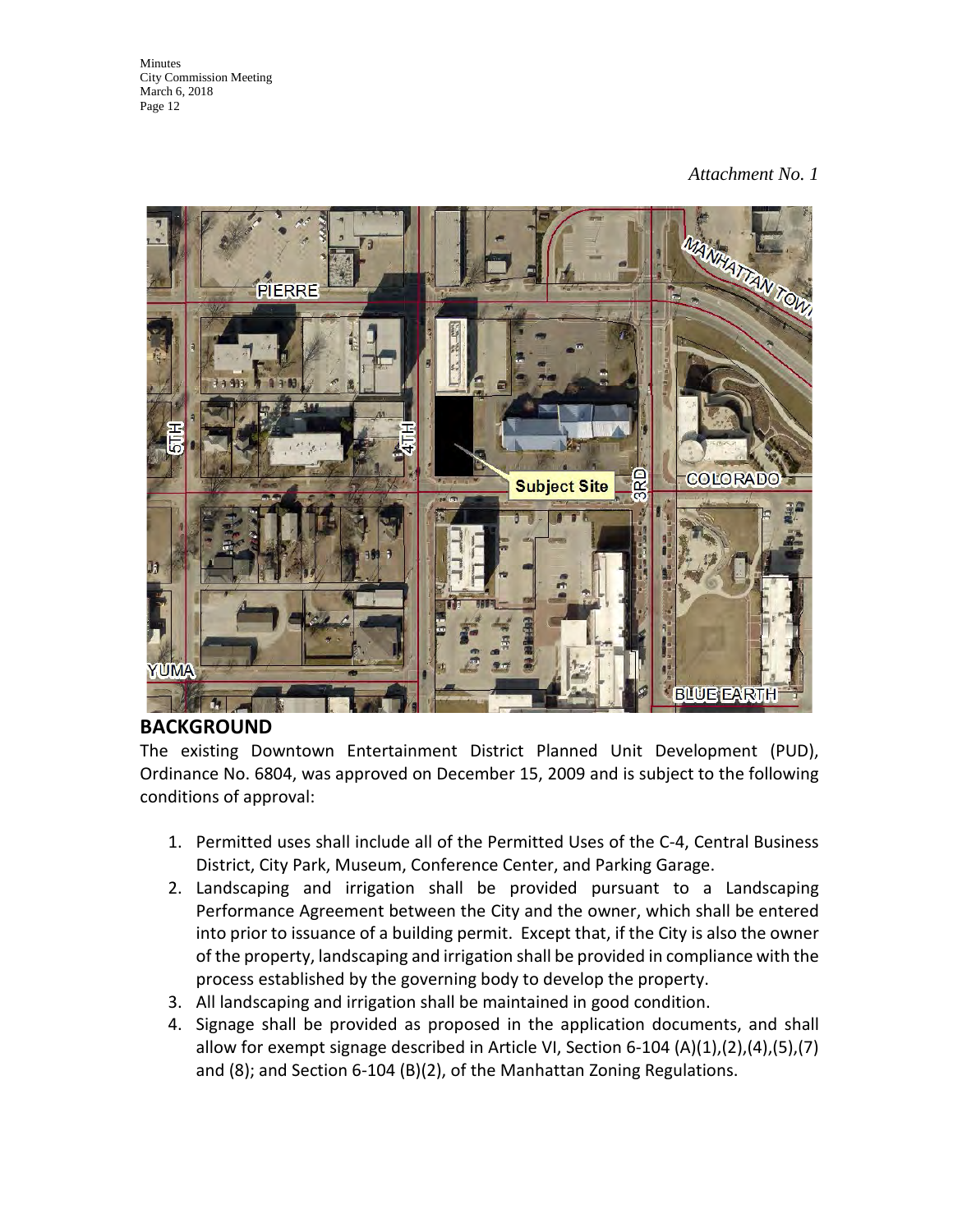*Attachment No. 1*

## BACKGROUND

The existing Downtown Entertainment District Planned Unit Development (PUD), Ordinance No. 6804, was approved on December 15, 2009 and is subject to the following conditions of approval:

1. Permitted uses shall include all of the Permitted Uses of the C-4, Central Business District, City Park, Museum, Conference Center, and Parking Garage.
2. Landscaping and irrigation shall be provided pursuant to a Landscaping Performance Agreement between the City and the owner, which shall be entered into prior to issuance of a building permit. Except that, if the City is also the owner of the property, landscaping and irrigation shall be provided in compliance with the process established by the governing body to develop the property.
3. All landscaping and irrigation shall be maintained in good condition.
4. Signage shall be provided as proposed in the application documents, and shall allow for exempt signage described in Article VI, Section 6-104 (A)(1),(2),(4),(5),(7) and (8); and Section 6-104 (B)(2), of the Manhattan Zoning Regulations.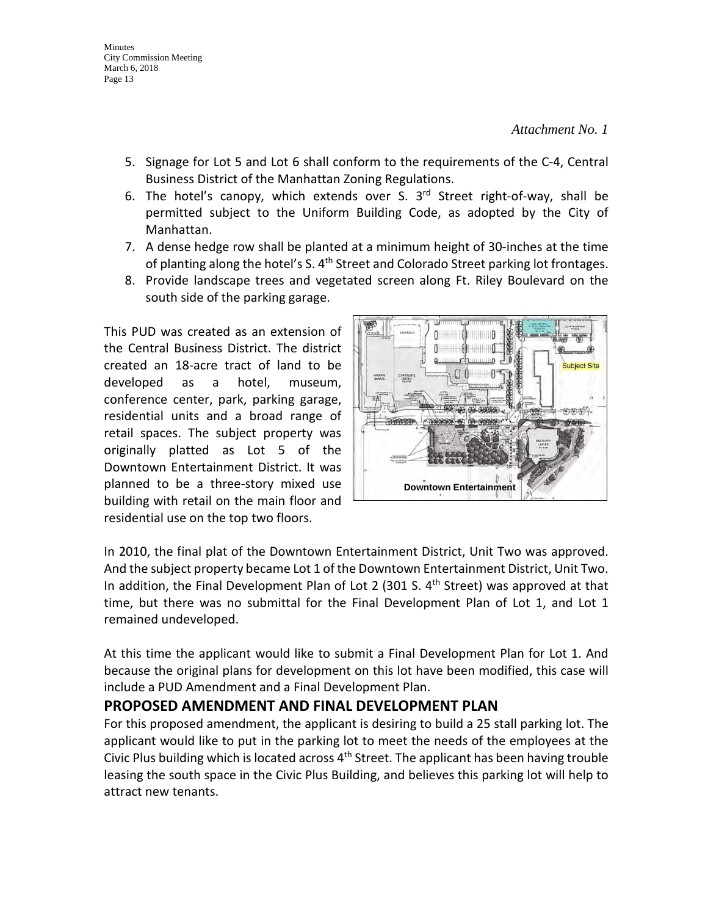*Attachment No. 1*

5. Signage for Lot 5 and Lot 6 shall conform to the requirements of the C-4, Central Business District of the Manhattan Zoning Regulations.
6. The hotel's canopy, which extends over S. 3rd Street right-of-way, shall be permitted subject to the Uniform Building Code, as adopted by the City of Manhattan.
7. A dense hedge row shall be planted at a minimum height of 30-inches at the time of planting along the hotel's S. 4th Street and Colorado Street parking lot frontages.
8. Provide landscape trees and vegetated screen along Ft. Riley Boulevard on the south side of the parking garage.

This PUD was created as an extension of the Central Business District. The district created an 18-acre tract of land to be developed as a hotel, museum, conference center, park, parking garage, residential units and a broad range of retail spaces. The subject property was originally platted as Lot 5 of the Downtown Entertainment District. It was planned to be a three-story mixed use building with retail on the main floor and residential use on the top two floors.

In 2010, the final plat of the Downtown Entertainment District, Unit Two was approved. And the subject property became Lot 1 of the Downtown Entertainment District, Unit Two. In addition, the Final Development Plan of Lot 2 (301 S. 4th Street) was approved at that time, but there was no submittal for the Final Development Plan of Lot 1, and Lot 1 remained undeveloped.

At this time the applicant would like to submit a Final Development Plan for Lot 1. And because the original plans for development on this lot have been modified, this case will include a PUD Amendment and a Final Development Plan.

## PROPOSED AMENDMENT AND FINAL DEVELOPMENT PLAN

For this proposed amendment, the applicant is desiring to build a 25 stall parking lot. The applicant would like to put in the parking lot to meet the needs of the employees at the Civic Plus building which is located across 4th Street. The applicant has been having trouble leasing the south space in the Civic Plus Building, and believes this parking lot will help to attract new tenants.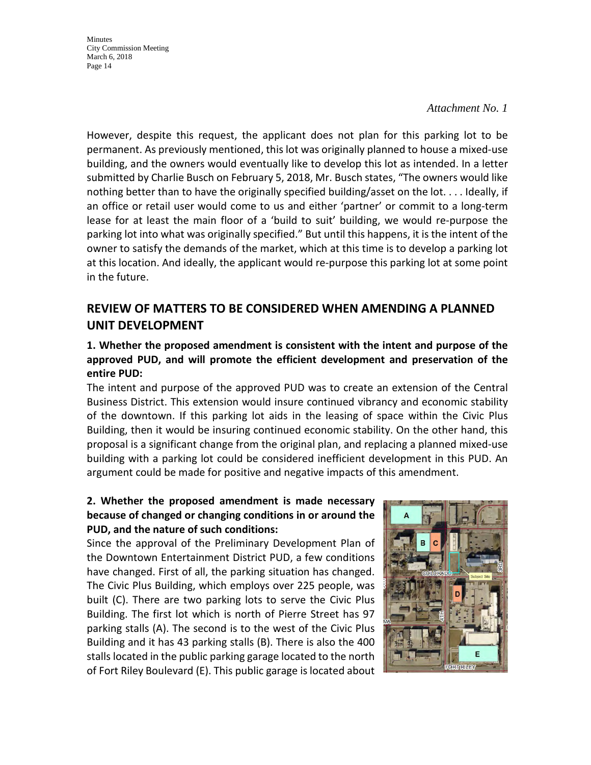*Attachment No. 1*

However, despite this request, the applicant does not plan for this parking lot to be permanent. As previously mentioned, this lot was originally planned to house a mixed-use building, and the owners would eventually like to develop this lot as intended. In a letter submitted by Charlie Busch on February 5, 2018, Mr. Busch states, "The owners would like nothing better than to have the originally specified building/asset on the lot. . . . Ideally, if an office or retail user would come to us and either 'partner' or commit to a long-term lease for at least the main floor of a 'build to suit' building, we would re-purpose the parking lot into what was originally specified." But until this happens, it is the intent of the owner to satisfy the demands of the market, which at this time is to develop a parking lot at this location. And ideally, the applicant would re-purpose this parking lot at some point in the future.

## REVIEW OF MATTERS TO BE CONSIDERED WHEN AMENDING A PLANNED UNIT DEVELOPMENT

**1. Whether the proposed amendment is consistent with the intent and purpose of the approved PUD, and will promote the efficient development and preservation of the entire PUD:**

The intent and purpose of the approved PUD was to create an extension of the Central Business District. This extension would insure continued vibrancy and economic stability of the downtown. If this parking lot aids in the leasing of space within the Civic Plus Building, then it would be insuring continued economic stability. On the other hand, this proposal is a significant change from the original plan, and replacing a planned mixed-use building with a parking lot could be considered inefficient development in this PUD. An argument could be made for positive and negative impacts of this amendment.

**2. Whether the proposed amendment is made necessary because of changed or changing conditions in or around the PUD, and the nature of such conditions:**

Since the approval of the Preliminary Development Plan of the Downtown Entertainment District PUD, a few conditions have changed. First of all, the parking situation has changed. The Civic Plus Building, which employs over 225 people, was built (C). There are two parking lots to serve the Civic Plus Building. The first lot which is north of Pierre Street has 97 parking stalls (A). The second is to the west of the Civic Plus Building and it has 43 parking stalls (B). There is also the 400 stalls located in the public parking garage located to the north of Fort Riley Boulevard (E). This public garage is located about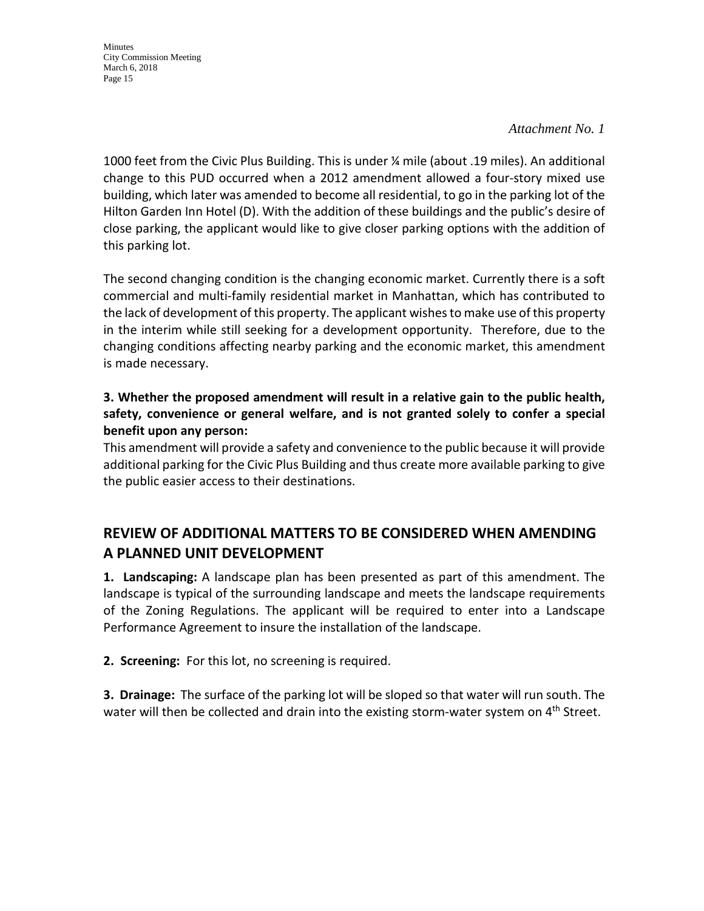*Attachment No. 1*

1000 feet from the Civic Plus Building. This is under ¼ mile (about .19 miles). An additional change to this PUD occurred when a 2012 amendment allowed a four-story mixed use building, which later was amended to become all residential, to go in the parking lot of the Hilton Garden Inn Hotel (D). With the addition of these buildings and the public's desire of close parking, the applicant would like to give closer parking options with the addition of this parking lot.

The second changing condition is the changing economic market. Currently there is a soft commercial and multi-family residential market in Manhattan, which has contributed to the lack of development of this property. The applicant wishes to make use of this property in the interim while still seeking for a development opportunity. Therefore, due to the changing conditions affecting nearby parking and the economic market, this amendment is made necessary.

**3. Whether the proposed amendment will result in a relative gain to the public health, safety, convenience or general welfare, and is not granted solely to confer a special benefit upon any person:**

This amendment will provide a safety and convenience to the public because it will provide additional parking for the Civic Plus Building and thus create more available parking to give the public easier access to their destinations.

## REVIEW OF ADDITIONAL MATTERS TO BE CONSIDERED WHEN AMENDING A PLANNED UNIT DEVELOPMENT

**1. Landscaping:** A landscape plan has been presented as part of this amendment. The landscape is typical of the surrounding landscape and meets the landscape requirements of the Zoning Regulations. The applicant will be required to enter into a Landscape Performance Agreement to insure the installation of the landscape.

**2. Screening:** For this lot, no screening is required.

**3. Drainage:** The surface of the parking lot will be sloped so that water will run south. The water will then be collected and drain into the existing storm-water system on 4th Street.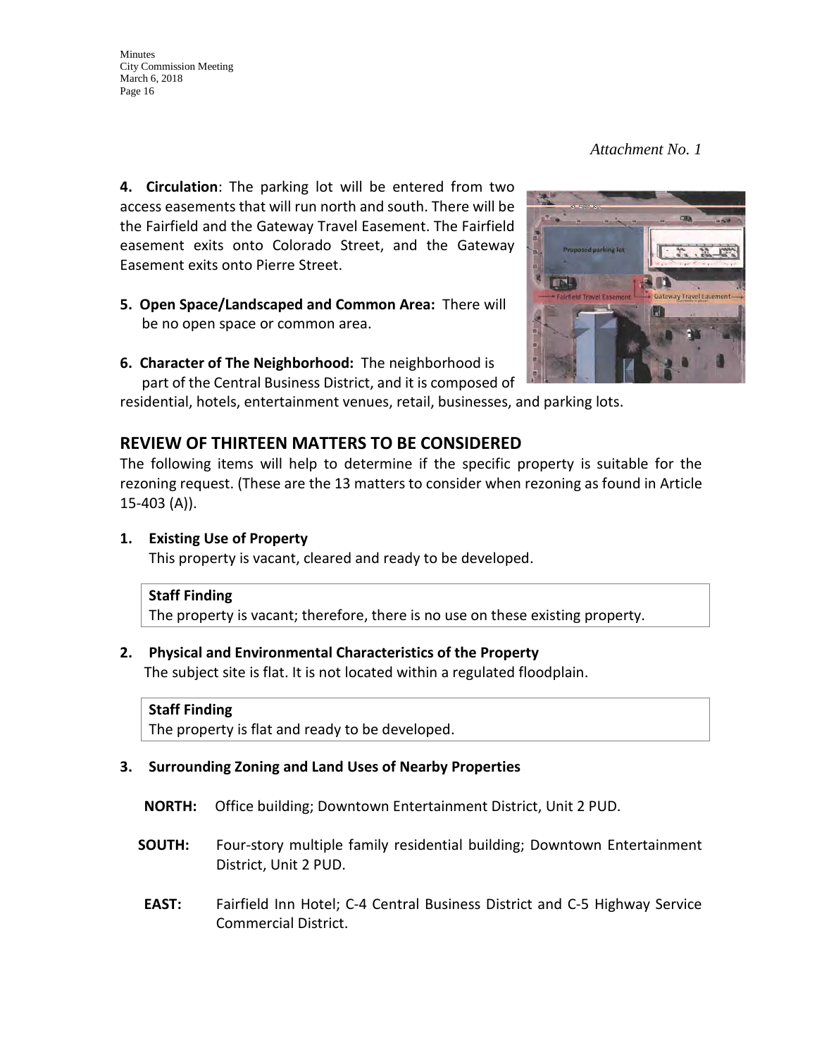*Attachment No. 1*

**4. Circulation**: The parking lot will be entered from two access easements that will run north and south. There will be the Fairfield and the Gateway Travel Easement. The Fairfield easement exits onto Colorado Street, and the Gateway Easement exits onto Pierre Street.

**5. Open Space/Landscaped and Common Area:** There will be no open space or common area.

**6. Character of The Neighborhood:** The neighborhood is part of the Central Business District, and it is composed of residential, hotels, entertainment venues, retail, businesses, and parking lots.

## REVIEW OF THIRTEEN MATTERS TO BE CONSIDERED

The following items will help to determine if the specific property is suitable for the rezoning request. (These are the 13 matters to consider when rezoning as found in Article 15-403 (A)).

**1. Existing Use of Property**

This property is vacant, cleared and ready to be developed.

> **Staff Finding**
> The property is vacant; therefore, there is no use on these existing property.

**2. Physical and Environmental Characteristics of the Property**

The subject site is flat. It is not located within a regulated floodplain.

> **Staff Finding**
> The property is flat and ready to be developed.

**3. Surrounding Zoning and Land Uses of Nearby Properties**

**NORTH:** Office building; Downtown Entertainment District, Unit 2 PUD.

**SOUTH:** Four-story multiple family residential building; Downtown Entertainment District, Unit 2 PUD.

**EAST:** Fairfield Inn Hotel; C-4 Central Business District and C-5 Highway Service Commercial District.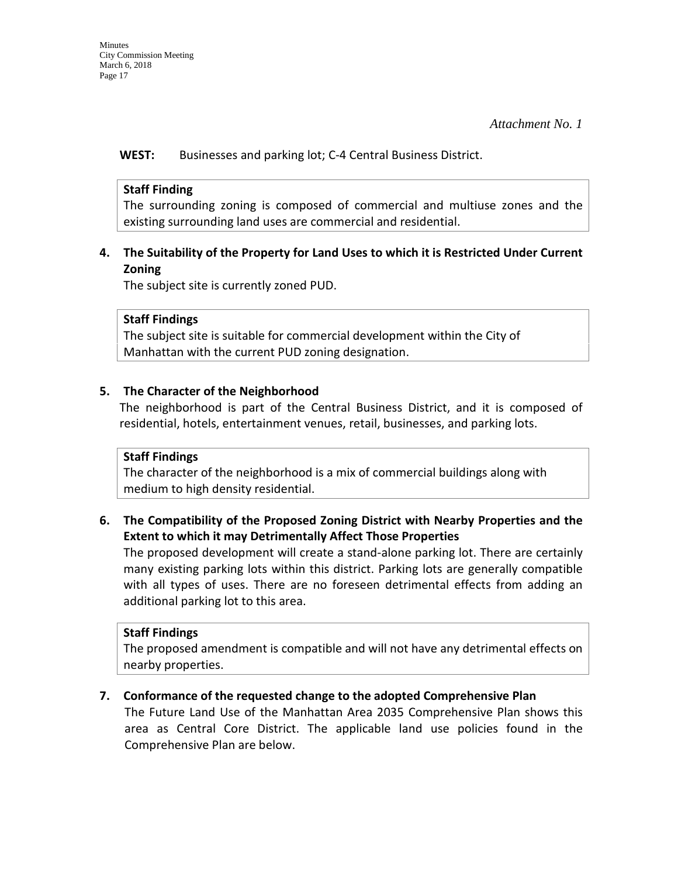*Attachment No. 1*

**WEST:** Businesses and parking lot; C-4 Central Business District.

> **Staff Finding**
> The surrounding zoning is composed of commercial and multiuse zones and the existing surrounding land uses are commercial and residential.

**4. The Suitability of the Property for Land Uses to which it is Restricted Under Current Zoning**

The subject site is currently zoned PUD.

> **Staff Findings**
> The subject site is suitable for commercial development within the City of Manhattan with the current PUD zoning designation.

**5. The Character of the Neighborhood**

The neighborhood is part of the Central Business District, and it is composed of residential, hotels, entertainment venues, retail, businesses, and parking lots.

> **Staff Findings**
> The character of the neighborhood is a mix of commercial buildings along with medium to high density residential.

**6. The Compatibility of the Proposed Zoning District with Nearby Properties and the Extent to which it may Detrimentally Affect Those Properties**

The proposed development will create a stand-alone parking lot. There are certainly many existing parking lots within this district. Parking lots are generally compatible with all types of uses. There are no foreseen detrimental effects from adding an additional parking lot to this area.

> **Staff Findings**
> The proposed amendment is compatible and will not have any detrimental effects on nearby properties.

**7. Conformance of the requested change to the adopted Comprehensive Plan**

The Future Land Use of the Manhattan Area 2035 Comprehensive Plan shows this area as Central Core District. The applicable land use policies found in the Comprehensive Plan are below.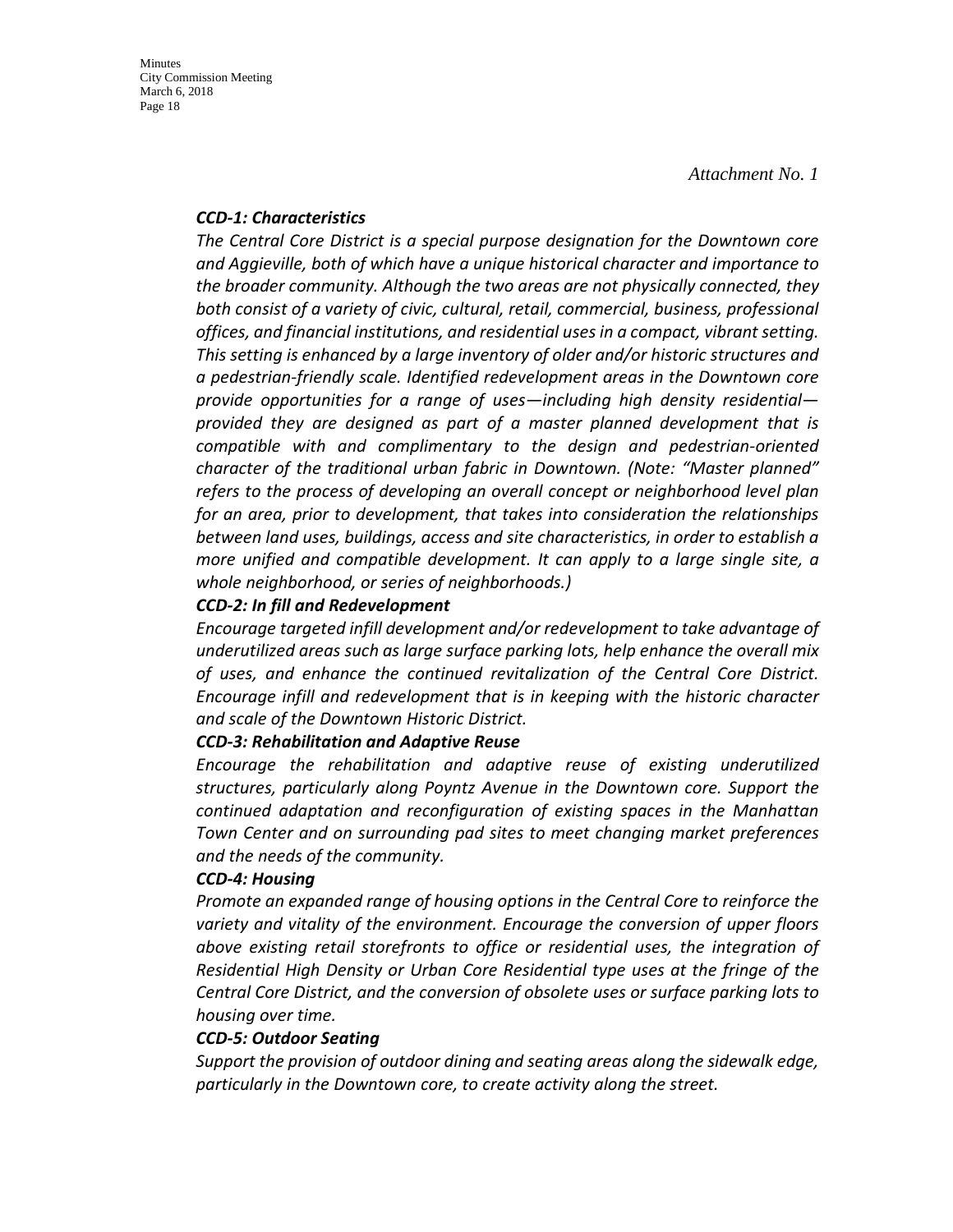*Attachment No. 1*

***CCD-1: Characteristics***

*The Central Core District is a special purpose designation for the Downtown core and Aggieville, both of which have a unique historical character and importance to the broader community. Although the two areas are not physically connected, they both consist of a variety of civic, cultural, retail, commercial, business, professional offices, and financial institutions, and residential uses in a compact, vibrant setting. This setting is enhanced by a large inventory of older and/or historic structures and a pedestrian-friendly scale. Identified redevelopment areas in the Downtown core provide opportunities for a range of uses—including high density residential—provided they are designed as part of a master planned development that is compatible with and complimentary to the design and pedestrian-oriented character of the traditional urban fabric in Downtown. (Note: "Master planned" refers to the process of developing an overall concept or neighborhood level plan for an area, prior to development, that takes into consideration the relationships between land uses, buildings, access and site characteristics, in order to establish a more unified and compatible development. It can apply to a large single site, a whole neighborhood, or series of neighborhoods.)*

***CCD-2: In fill and Redevelopment***

*Encourage targeted infill development and/or redevelopment to take advantage of underutilized areas such as large surface parking lots, help enhance the overall mix of uses, and enhance the continued revitalization of the Central Core District. Encourage infill and redevelopment that is in keeping with the historic character and scale of the Downtown Historic District.*

***CCD-3: Rehabilitation and Adaptive Reuse***

*Encourage the rehabilitation and adaptive reuse of existing underutilized structures, particularly along Poyntz Avenue in the Downtown core. Support the continued adaptation and reconfiguration of existing spaces in the Manhattan Town Center and on surrounding pad sites to meet changing market preferences and the needs of the community.*

***CCD-4: Housing***

*Promote an expanded range of housing options in the Central Core to reinforce the variety and vitality of the environment. Encourage the conversion of upper floors above existing retail storefronts to office or residential uses, the integration of Residential High Density or Urban Core Residential type uses at the fringe of the Central Core District, and the conversion of obsolete uses or surface parking lots to housing over time.*

***CCD-5: Outdoor Seating***

*Support the provision of outdoor dining and seating areas along the sidewalk edge, particularly in the Downtown core, to create activity along the street.*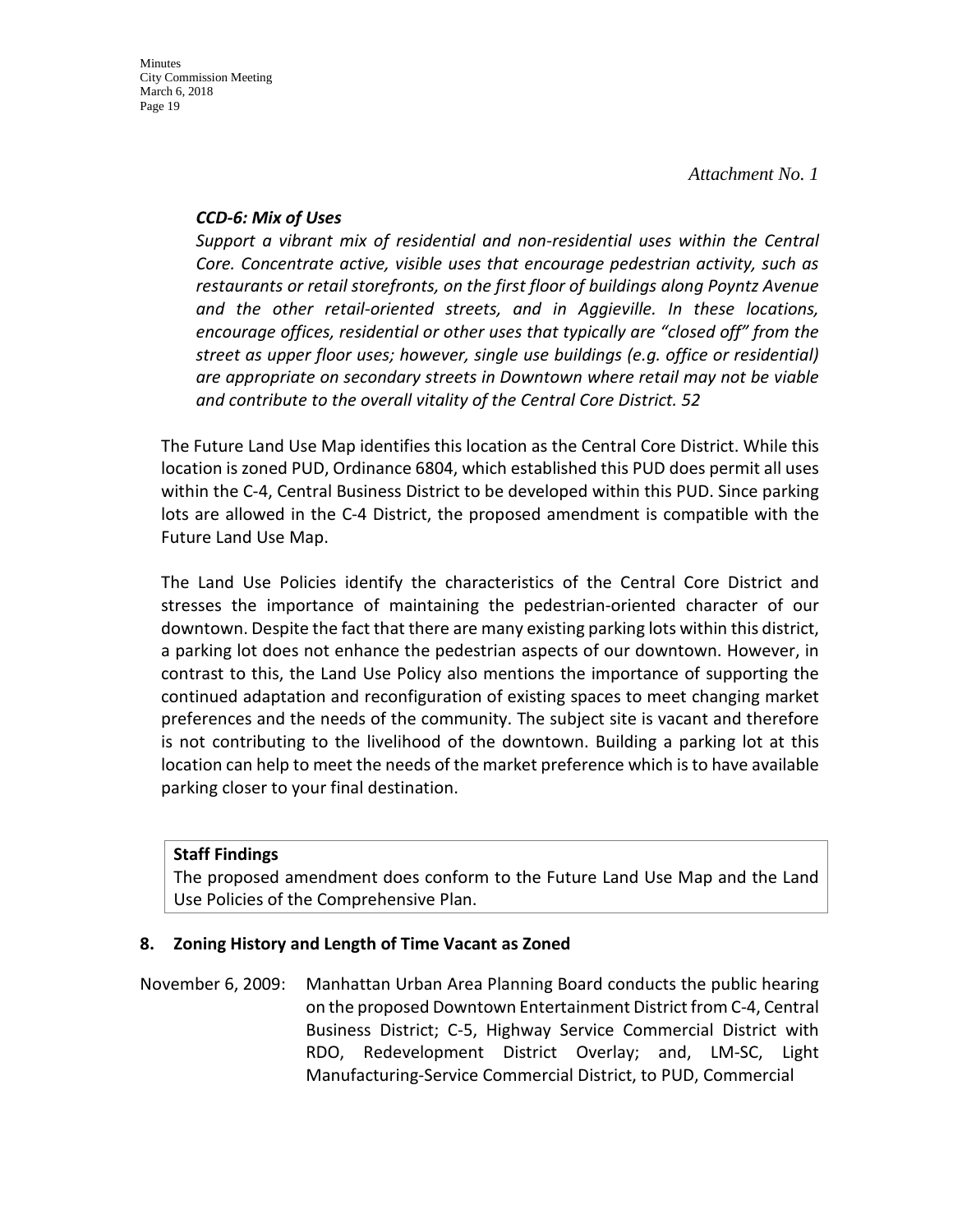*Attachment No. 1*

***CCD-6: Mix of Uses***

*Support a vibrant mix of residential and non-residential uses within the Central Core. Concentrate active, visible uses that encourage pedestrian activity, such as restaurants or retail storefronts, on the first floor of buildings along Poyntz Avenue and the other retail-oriented streets, and in Aggieville. In these locations, encourage offices, residential or other uses that typically are "closed off" from the street as upper floor uses; however, single use buildings (e.g. office or residential) are appropriate on secondary streets in Downtown where retail may not be viable and contribute to the overall vitality of the Central Core District. 52*

The Future Land Use Map identifies this location as the Central Core District. While this location is zoned PUD, Ordinance 6804, which established this PUD does permit all uses within the C-4, Central Business District to be developed within this PUD. Since parking lots are allowed in the C-4 District, the proposed amendment is compatible with the Future Land Use Map.

The Land Use Policies identify the characteristics of the Central Core District and stresses the importance of maintaining the pedestrian-oriented character of our downtown. Despite the fact that there are many existing parking lots within this district, a parking lot does not enhance the pedestrian aspects of our downtown. However, in contrast to this, the Land Use Policy also mentions the importance of supporting the continued adaptation and reconfiguration of existing spaces to meet changing market preferences and the needs of the community. The subject site is vacant and therefore is not contributing to the livelihood of the downtown. Building a parking lot at this location can help to meet the needs of the market preference which is to have available parking closer to your final destination.

**Staff Findings**
The proposed amendment does conform to the Future Land Use Map and the Land Use Policies of the Comprehensive Plan.

**8. Zoning History and Length of Time Vacant as Zoned**

November 6, 2009: Manhattan Urban Area Planning Board conducts the public hearing on the proposed Downtown Entertainment District from C-4, Central Business District; C-5, Highway Service Commercial District with RDO, Redevelopment District Overlay; and, LM-SC, Light Manufacturing-Service Commercial District, to PUD, Commercial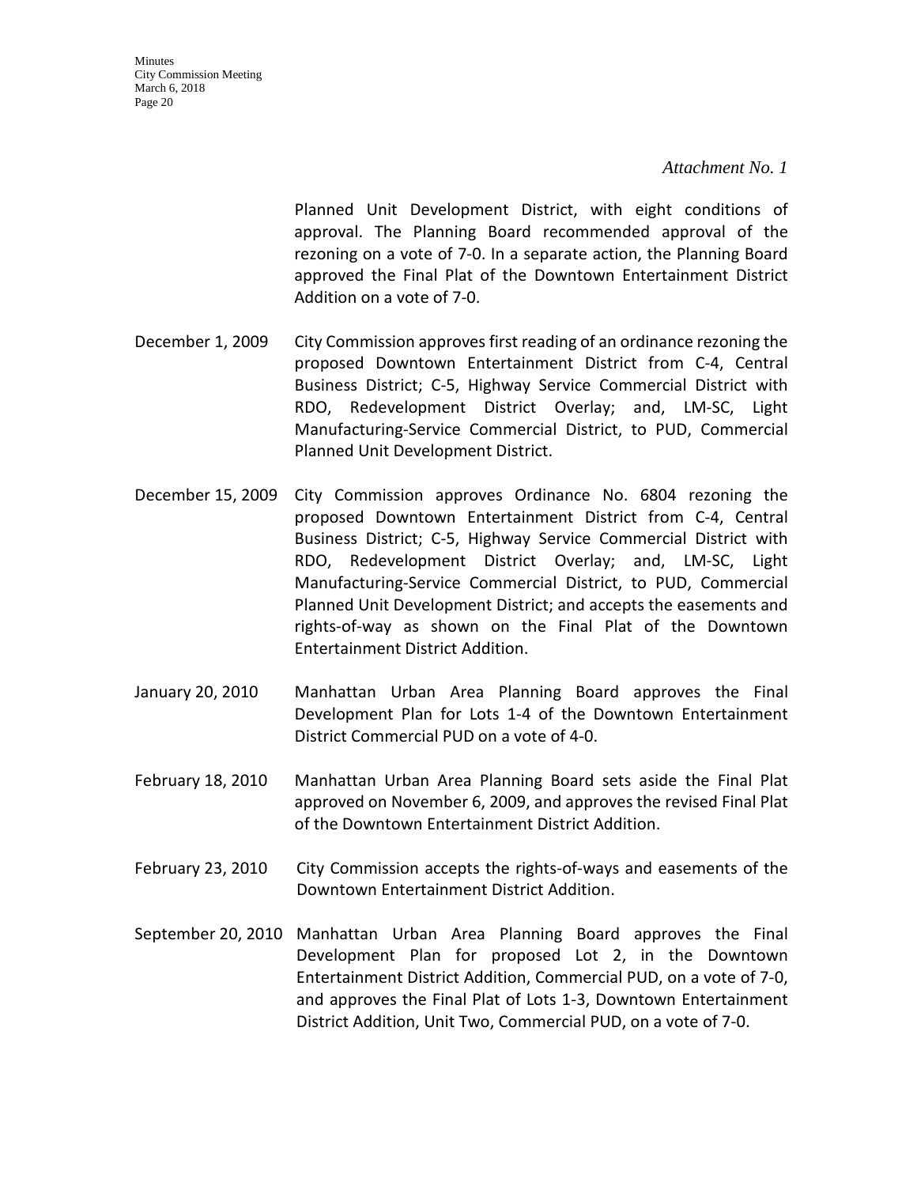*Attachment No. 1*

Planned Unit Development District, with eight conditions of approval. The Planning Board recommended approval of the rezoning on a vote of 7-0. In a separate action, the Planning Board approved the Final Plat of the Downtown Entertainment District Addition on a vote of 7-0.

December 1, 2009 City Commission approves first reading of an ordinance rezoning the proposed Downtown Entertainment District from C-4, Central Business District; C-5, Highway Service Commercial District with RDO, Redevelopment District Overlay; and, LM-SC, Light Manufacturing-Service Commercial District, to PUD, Commercial Planned Unit Development District.

December 15, 2009 City Commission approves Ordinance No. 6804 rezoning the proposed Downtown Entertainment District from C-4, Central Business District; C-5, Highway Service Commercial District with RDO, Redevelopment District Overlay; and, LM-SC, Light Manufacturing-Service Commercial District, to PUD, Commercial Planned Unit Development District; and accepts the easements and rights-of-way as shown on the Final Plat of the Downtown Entertainment District Addition.

January 20, 2010 Manhattan Urban Area Planning Board approves the Final Development Plan for Lots 1-4 of the Downtown Entertainment District Commercial PUD on a vote of 4-0.

February 18, 2010 Manhattan Urban Area Planning Board sets aside the Final Plat approved on November 6, 2009, and approves the revised Final Plat of the Downtown Entertainment District Addition.

February 23, 2010 City Commission accepts the rights-of-ways and easements of the Downtown Entertainment District Addition.

September 20, 2010 Manhattan Urban Area Planning Board approves the Final Development Plan for proposed Lot 2, in the Downtown Entertainment District Addition, Commercial PUD, on a vote of 7-0, and approves the Final Plat of Lots 1-3, Downtown Entertainment District Addition, Unit Two, Commercial PUD, on a vote of 7-0.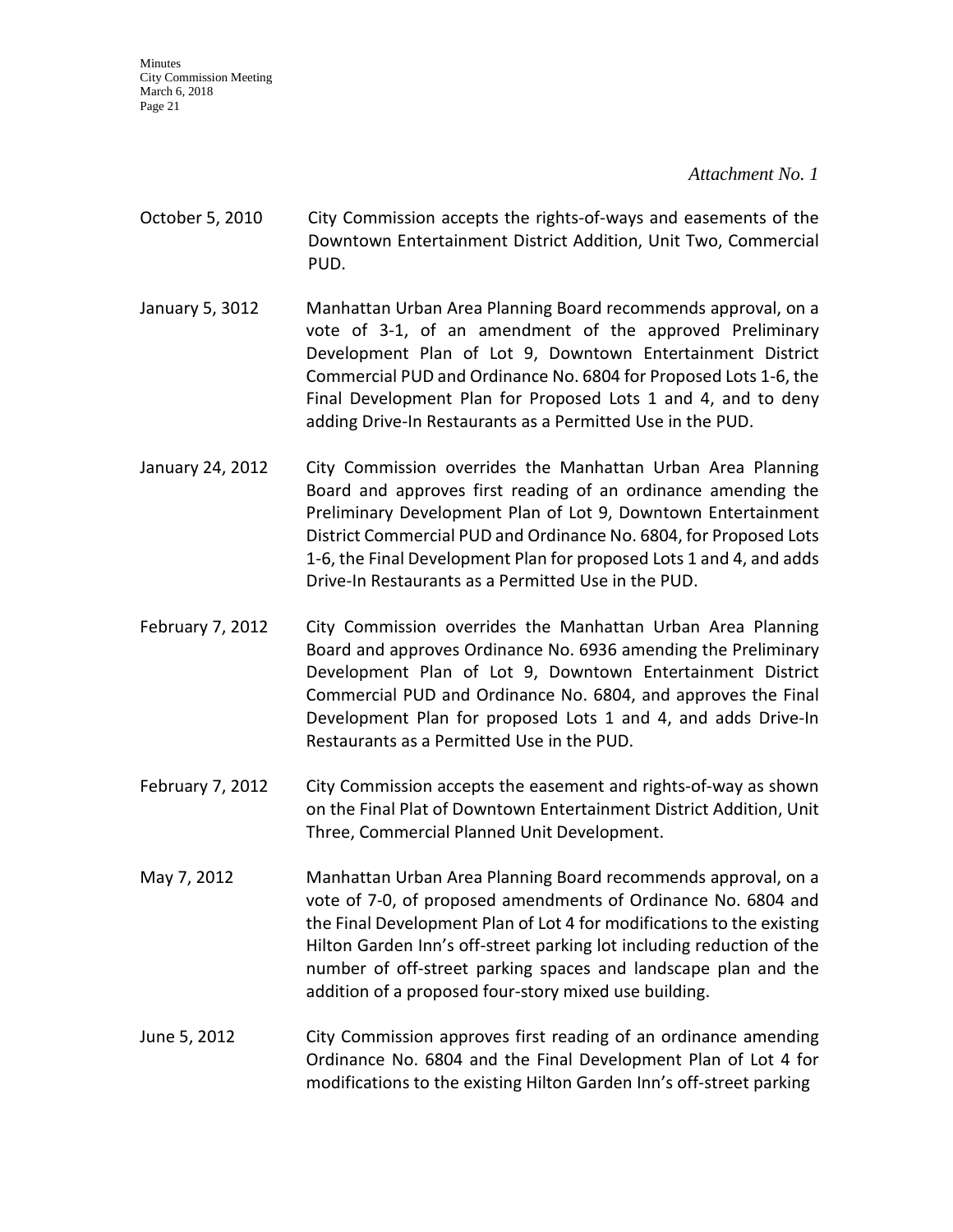*Attachment No. 1*

October 5, 2010 City Commission accepts the rights-of-ways and easements of the Downtown Entertainment District Addition, Unit Two, Commercial PUD.

January 5, 3012 Manhattan Urban Area Planning Board recommends approval, on a vote of 3-1, of an amendment of the approved Preliminary Development Plan of Lot 9, Downtown Entertainment District Commercial PUD and Ordinance No. 6804 for Proposed Lots 1-6, the Final Development Plan for Proposed Lots 1 and 4, and to deny adding Drive-In Restaurants as a Permitted Use in the PUD.

January 24, 2012 City Commission overrides the Manhattan Urban Area Planning Board and approves first reading of an ordinance amending the Preliminary Development Plan of Lot 9, Downtown Entertainment District Commercial PUD and Ordinance No. 6804, for Proposed Lots 1-6, the Final Development Plan for proposed Lots 1 and 4, and adds Drive-In Restaurants as a Permitted Use in the PUD.

February 7, 2012 City Commission overrides the Manhattan Urban Area Planning Board and approves Ordinance No. 6936 amending the Preliminary Development Plan of Lot 9, Downtown Entertainment District Commercial PUD and Ordinance No. 6804, and approves the Final Development Plan for proposed Lots 1 and 4, and adds Drive-In Restaurants as a Permitted Use in the PUD.

February 7, 2012 City Commission accepts the easement and rights-of-way as shown on the Final Plat of Downtown Entertainment District Addition, Unit Three, Commercial Planned Unit Development.

May 7, 2012 Manhattan Urban Area Planning Board recommends approval, on a vote of 7-0, of proposed amendments of Ordinance No. 6804 and the Final Development Plan of Lot 4 for modifications to the existing Hilton Garden Inn's off-street parking lot including reduction of the number of off-street parking spaces and landscape plan and the addition of a proposed four-story mixed use building.

June 5, 2012 City Commission approves first reading of an ordinance amending Ordinance No. 6804 and the Final Development Plan of Lot 4 for modifications to the existing Hilton Garden Inn's off-street parking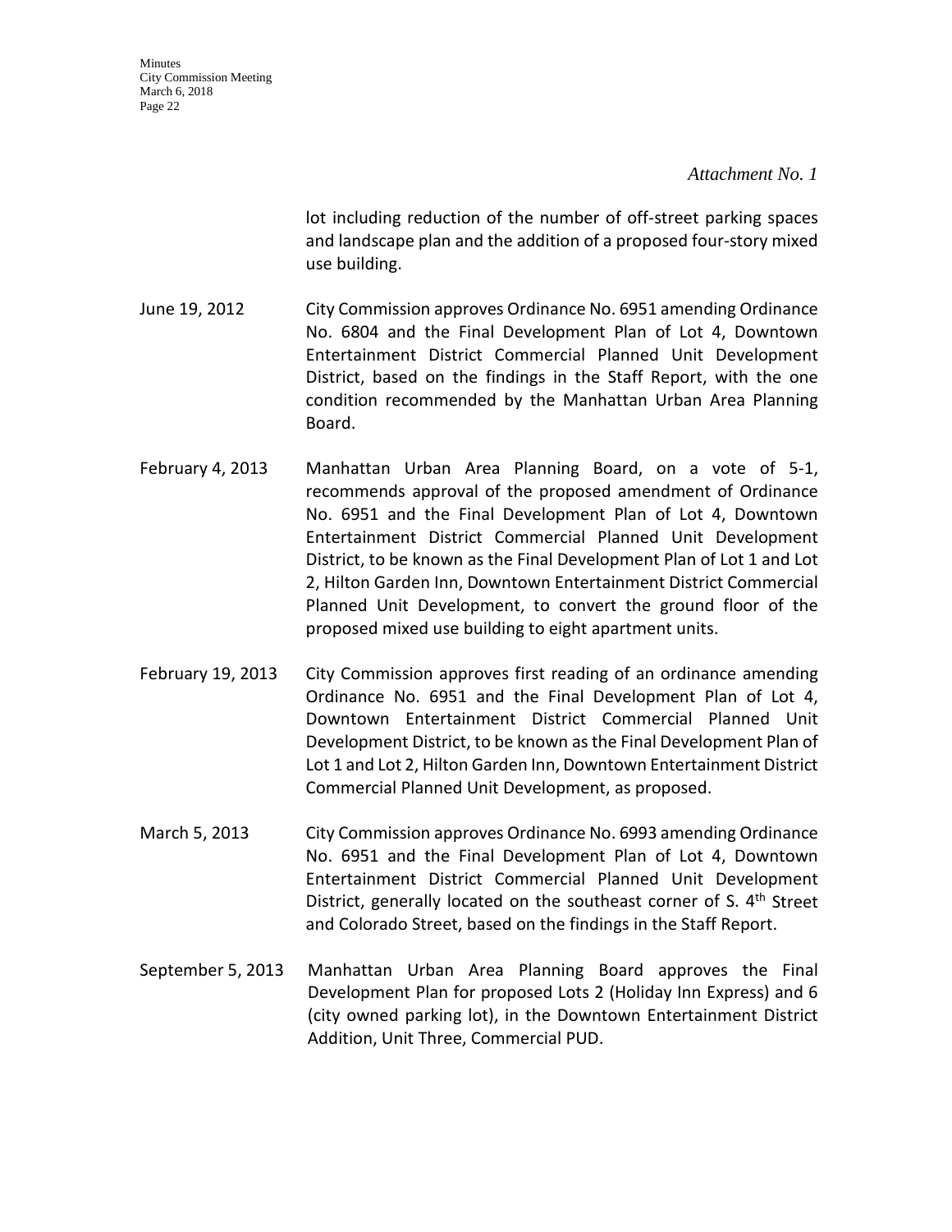*Attachment No. 1*

lot including reduction of the number of off-street parking spaces and landscape plan and the addition of a proposed four-story mixed use building.

June 19, 2012 — City Commission approves Ordinance No. 6951 amending Ordinance No. 6804 and the Final Development Plan of Lot 4, Downtown Entertainment District Commercial Planned Unit Development District, based on the findings in the Staff Report, with the one condition recommended by the Manhattan Urban Area Planning Board.

February 4, 2013 — Manhattan Urban Area Planning Board, on a vote of 5-1, recommends approval of the proposed amendment of Ordinance No. 6951 and the Final Development Plan of Lot 4, Downtown Entertainment District Commercial Planned Unit Development District, to be known as the Final Development Plan of Lot 1 and Lot 2, Hilton Garden Inn, Downtown Entertainment District Commercial Planned Unit Development, to convert the ground floor of the proposed mixed use building to eight apartment units.

February 19, 2013 — City Commission approves first reading of an ordinance amending Ordinance No. 6951 and the Final Development Plan of Lot 4, Downtown Entertainment District Commercial Planned Unit Development District, to be known as the Final Development Plan of Lot 1 and Lot 2, Hilton Garden Inn, Downtown Entertainment District Commercial Planned Unit Development, as proposed.

March 5, 2013 — City Commission approves Ordinance No. 6993 amending Ordinance No. 6951 and the Final Development Plan of Lot 4, Downtown Entertainment District Commercial Planned Unit Development District, generally located on the southeast corner of S. 4th Street and Colorado Street, based on the findings in the Staff Report.

September 5, 2013 — Manhattan Urban Area Planning Board approves the Final Development Plan for proposed Lots 2 (Holiday Inn Express) and 6 (city owned parking lot), in the Downtown Entertainment District Addition, Unit Three, Commercial PUD.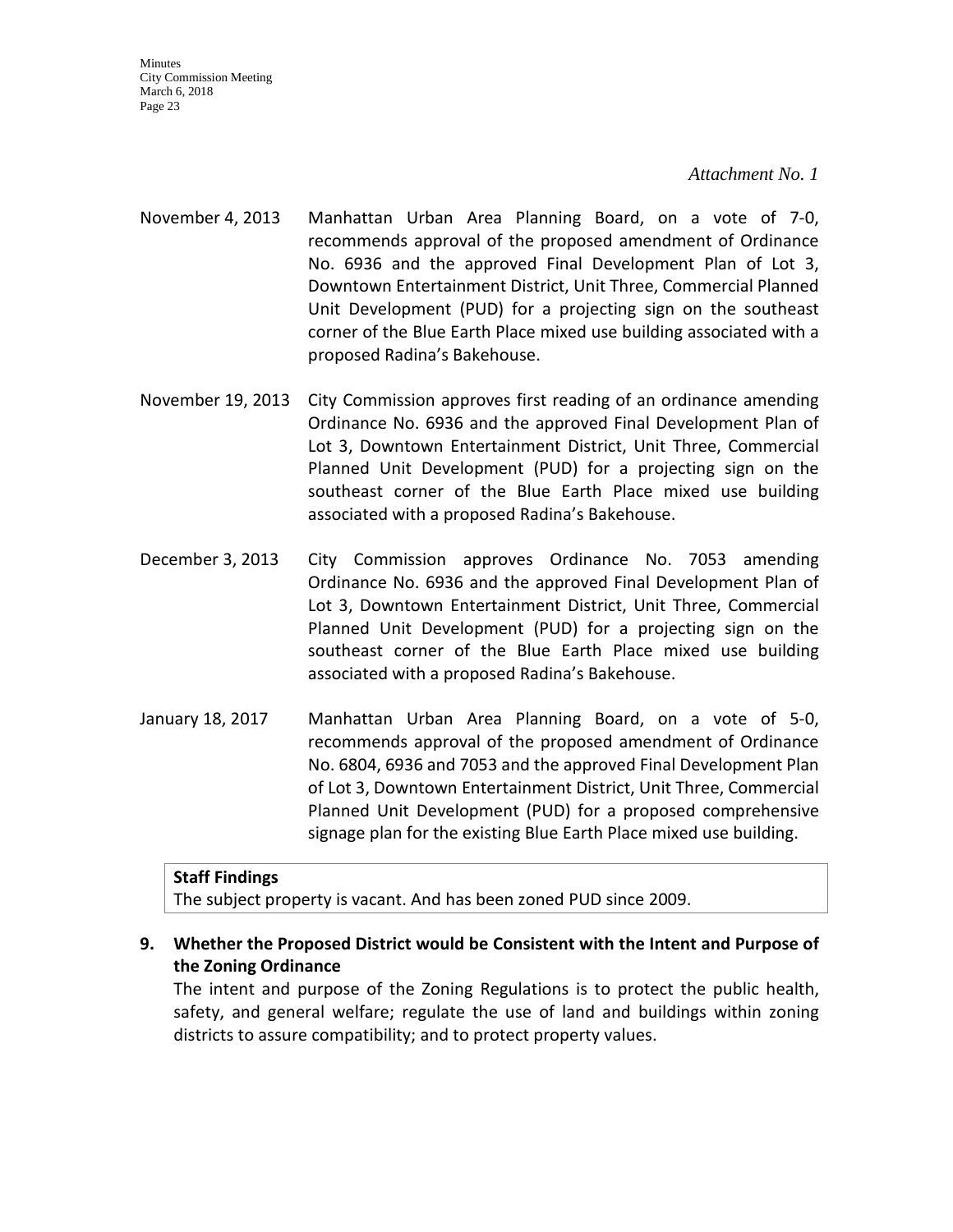*Attachment No. 1*

November 4, 2013 — Manhattan Urban Area Planning Board, on a vote of 7-0, recommends approval of the proposed amendment of Ordinance No. 6936 and the approved Final Development Plan of Lot 3, Downtown Entertainment District, Unit Three, Commercial Planned Unit Development (PUD) for a projecting sign on the southeast corner of the Blue Earth Place mixed use building associated with a proposed Radina's Bakehouse.

November 19, 2013 — City Commission approves first reading of an ordinance amending Ordinance No. 6936 and the approved Final Development Plan of Lot 3, Downtown Entertainment District, Unit Three, Commercial Planned Unit Development (PUD) for a projecting sign on the southeast corner of the Blue Earth Place mixed use building associated with a proposed Radina's Bakehouse.

December 3, 2013 — City Commission approves Ordinance No. 7053 amending Ordinance No. 6936 and the approved Final Development Plan of Lot 3, Downtown Entertainment District, Unit Three, Commercial Planned Unit Development (PUD) for a projecting sign on the southeast corner of the Blue Earth Place mixed use building associated with a proposed Radina's Bakehouse.

January 18, 2017 — Manhattan Urban Area Planning Board, on a vote of 5-0, recommends approval of the proposed amendment of Ordinance No. 6804, 6936 and 7053 and the approved Final Development Plan of Lot 3, Downtown Entertainment District, Unit Three, Commercial Planned Unit Development (PUD) for a proposed comprehensive signage plan for the existing Blue Earth Place mixed use building.

**Staff Findings**
The subject property is vacant. And has been zoned PUD since 2009.

**9. Whether the Proposed District would be Consistent with the Intent and Purpose of the Zoning Ordinance**

The intent and purpose of the Zoning Regulations is to protect the public health, safety, and general welfare; regulate the use of land and buildings within zoning districts to assure compatibility; and to protect property values.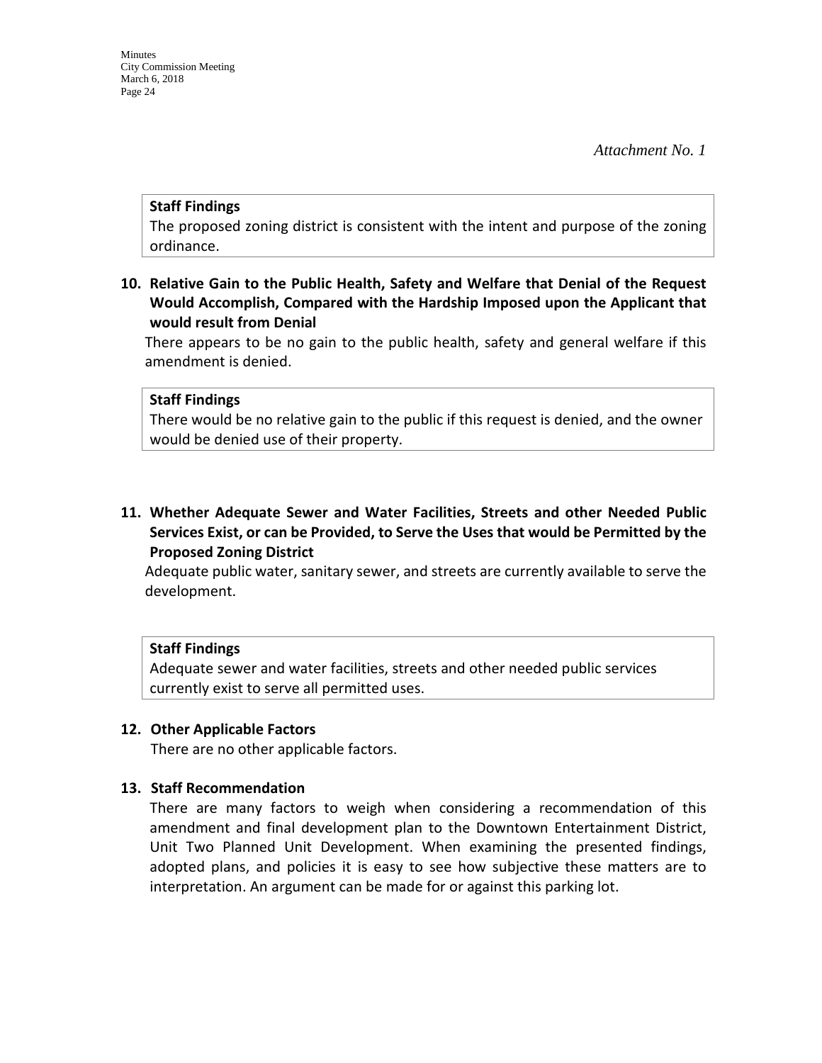*Attachment No. 1*

**Staff Findings**
The proposed zoning district is consistent with the intent and purpose of the zoning ordinance.

**10. Relative Gain to the Public Health, Safety and Welfare that Denial of the Request Would Accomplish, Compared with the Hardship Imposed upon the Applicant that would result from Denial**

There appears to be no gain to the public health, safety and general welfare if this amendment is denied.

**Staff Findings**
There would be no relative gain to the public if this request is denied, and the owner would be denied use of their property.

**11. Whether Adequate Sewer and Water Facilities, Streets and other Needed Public Services Exist, or can be Provided, to Serve the Uses that would be Permitted by the Proposed Zoning District**

Adequate public water, sanitary sewer, and streets are currently available to serve the development.

**Staff Findings**
Adequate sewer and water facilities, streets and other needed public services currently exist to serve all permitted uses.

**12. Other Applicable Factors**

There are no other applicable factors.

**13. Staff Recommendation**

There are many factors to weigh when considering a recommendation of this amendment and final development plan to the Downtown Entertainment District, Unit Two Planned Unit Development. When examining the presented findings, adopted plans, and policies it is easy to see how subjective these matters are to interpretation. An argument can be made for or against this parking lot.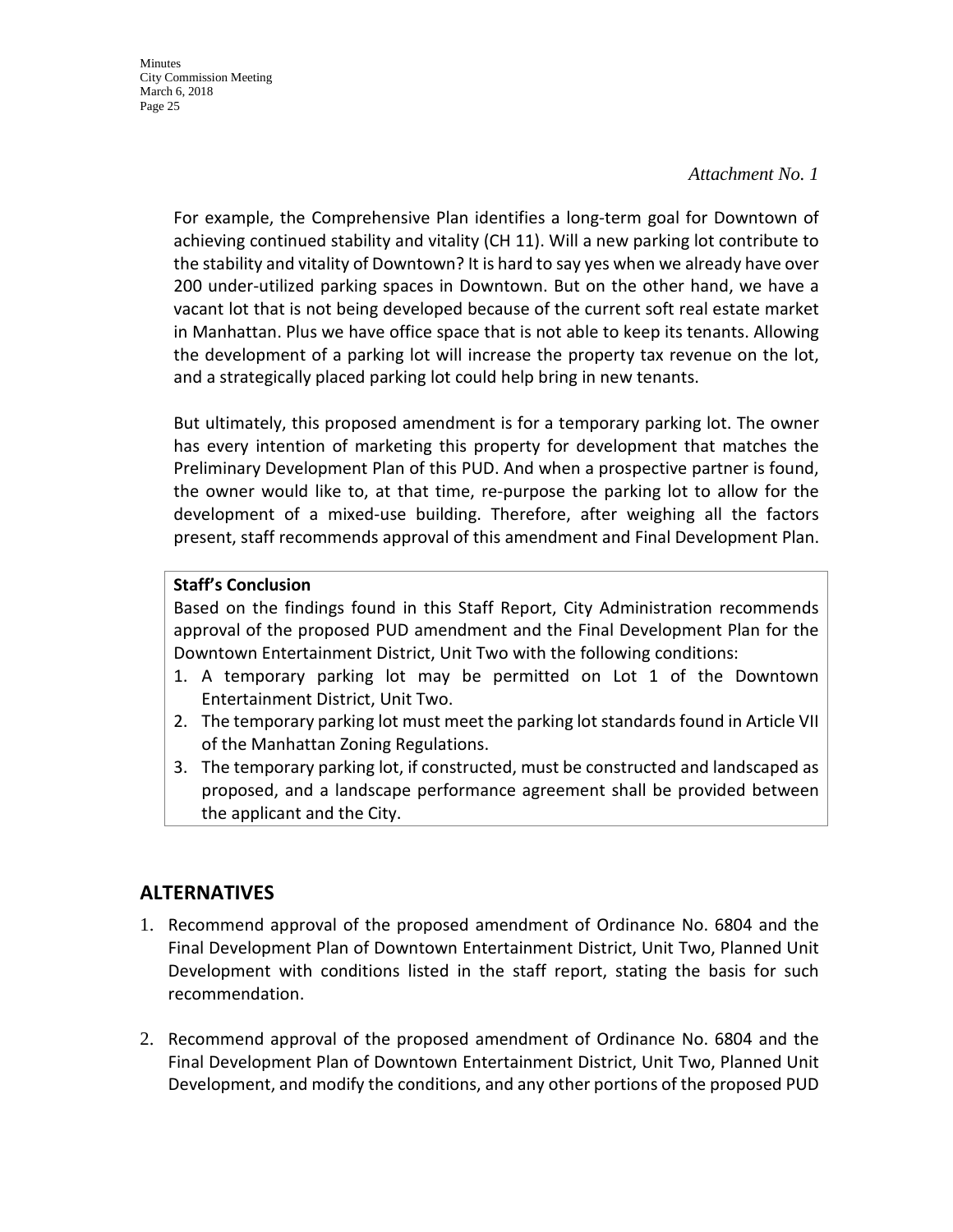*Attachment No. 1*

For example, the Comprehensive Plan identifies a long-term goal for Downtown of achieving continued stability and vitality (CH 11). Will a new parking lot contribute to the stability and vitality of Downtown? It is hard to say yes when we already have over 200 under-utilized parking spaces in Downtown. But on the other hand, we have a vacant lot that is not being developed because of the current soft real estate market in Manhattan. Plus we have office space that is not able to keep its tenants. Allowing the development of a parking lot will increase the property tax revenue on the lot, and a strategically placed parking lot could help bring in new tenants.

But ultimately, this proposed amendment is for a temporary parking lot. The owner has every intention of marketing this property for development that matches the Preliminary Development Plan of this PUD. And when a prospective partner is found, the owner would like to, at that time, re-purpose the parking lot to allow for the development of a mixed-use building. Therefore, after weighing all the factors present, staff recommends approval of this amendment and Final Development Plan.

**Staff's Conclusion**

Based on the findings found in this Staff Report, City Administration recommends approval of the proposed PUD amendment and the Final Development Plan for the Downtown Entertainment District, Unit Two with the following conditions:

1. A temporary parking lot may be permitted on Lot 1 of the Downtown Entertainment District, Unit Two.
2. The temporary parking lot must meet the parking lot standards found in Article VII of the Manhattan Zoning Regulations.
3. The temporary parking lot, if constructed, must be constructed and landscaped as proposed, and a landscape performance agreement shall be provided between the applicant and the City.

## ALTERNATIVES

1. Recommend approval of the proposed amendment of Ordinance No. 6804 and the Final Development Plan of Downtown Entertainment District, Unit Two, Planned Unit Development with conditions listed in the staff report, stating the basis for such recommendation.
2. Recommend approval of the proposed amendment of Ordinance No. 6804 and the Final Development Plan of Downtown Entertainment District, Unit Two, Planned Unit Development, and modify the conditions, and any other portions of the proposed PUD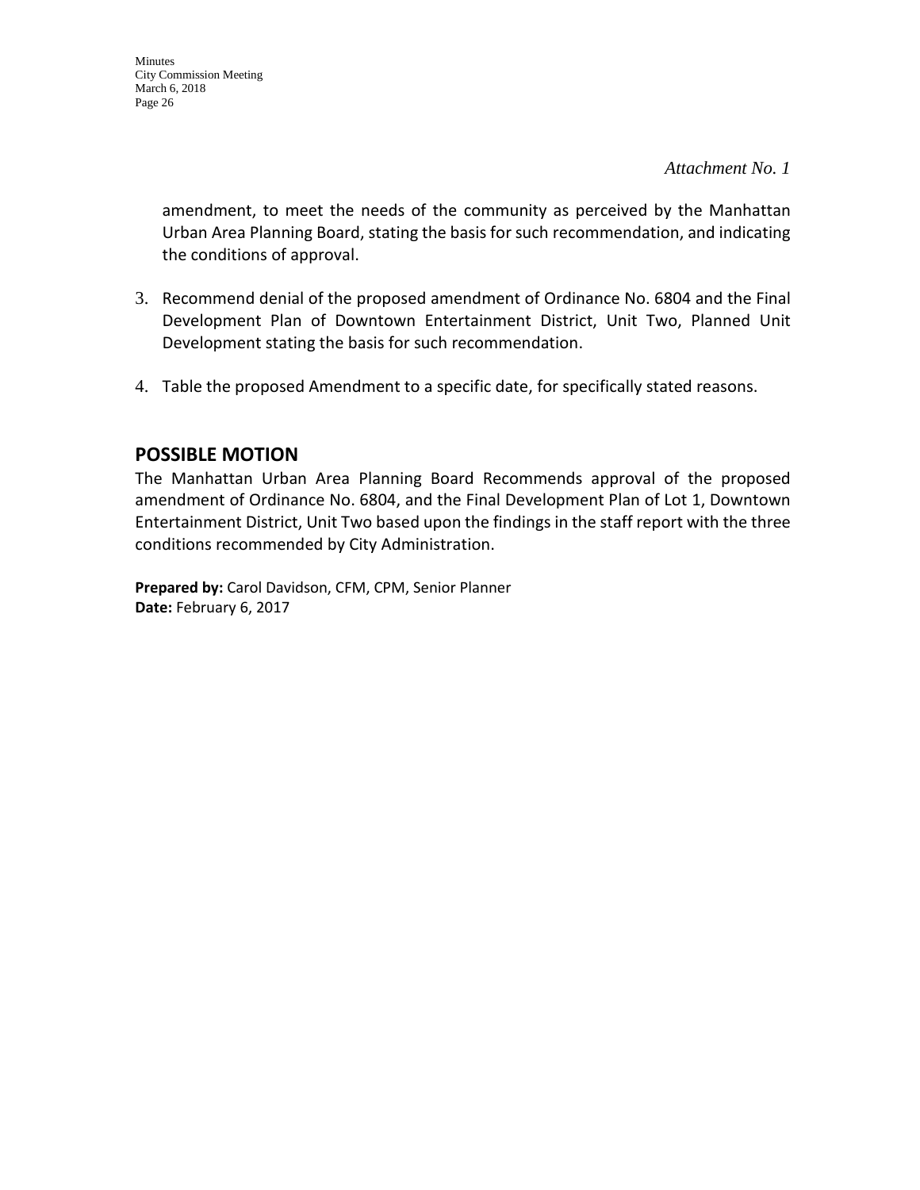*Attachment No. 1*

amendment, to meet the needs of the community as perceived by the Manhattan Urban Area Planning Board, stating the basis for such recommendation, and indicating the conditions of approval.

3. Recommend denial of the proposed amendment of Ordinance No. 6804 and the Final Development Plan of Downtown Entertainment District, Unit Two, Planned Unit Development stating the basis for such recommendation.

4. Table the proposed Amendment to a specific date, for specifically stated reasons.

## POSSIBLE MOTION

The Manhattan Urban Area Planning Board Recommends approval of the proposed amendment of Ordinance No. 6804, and the Final Development Plan of Lot 1, Downtown Entertainment District, Unit Two based upon the findings in the staff report with the three conditions recommended by City Administration.

**Prepared by:** Carol Davidson, CFM, CPM, Senior Planner
**Date:** February 6, 2017